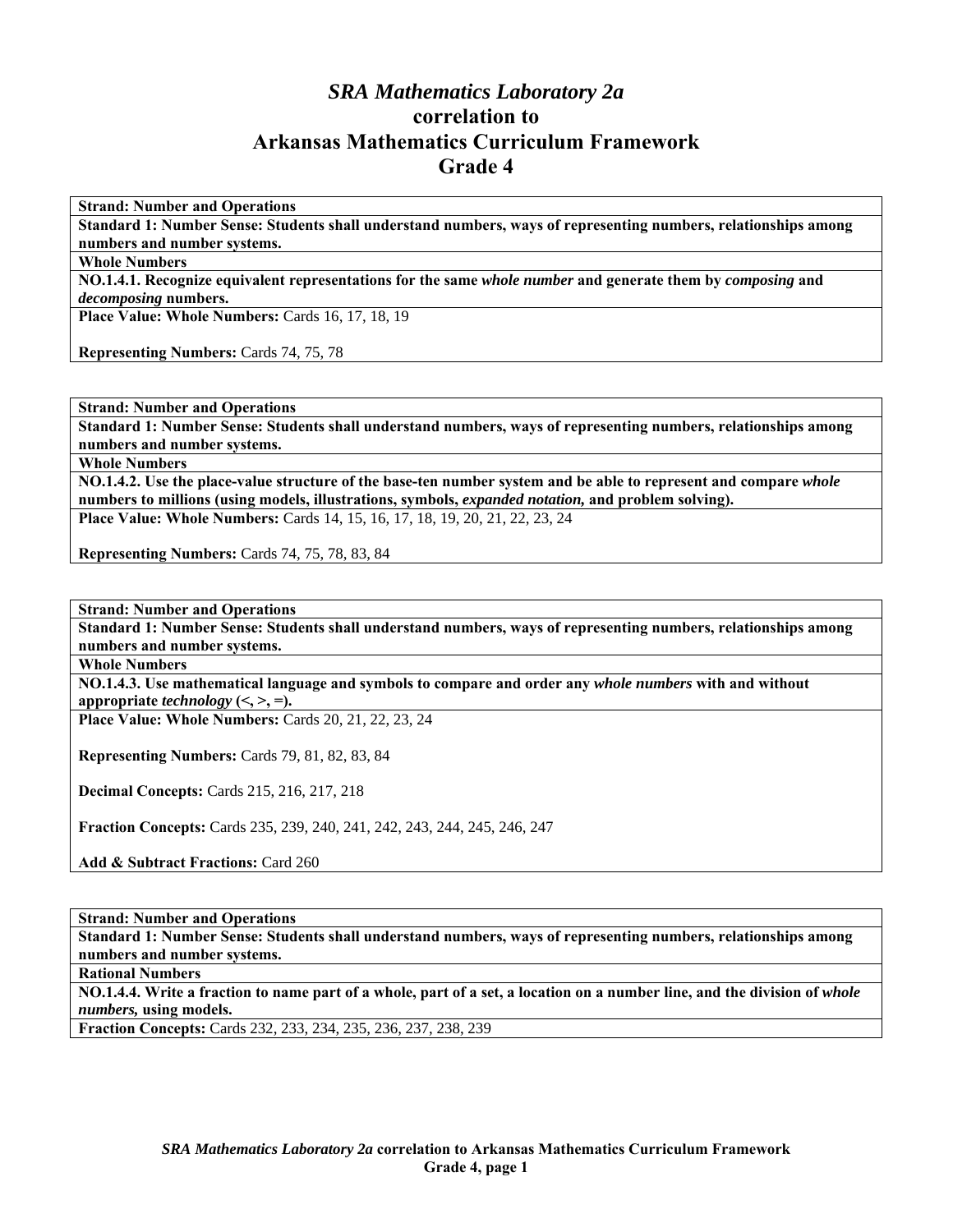# *SRA Mathematics Laboratory 2a* correlation to Arkansas Mathematics Curriculum Framework Grade 4

**Strand: Number and Operations**

**Standard 1: Number Sense: Students shall understand numbers, ways of representing numbers, relationships among numbers and number systems.**

**Whole Numbers**

**NO.1.4.1. Recognize equivalent representations for the same *whole number* and generate them by *composing* and *decomposing* numbers.**

**Place Value: Whole Numbers:** Cards 16, 17, 18, 19

**Representing Numbers:** Cards 74, 75, 78

---

**Strand: Number and Operations**

**Standard 1: Number Sense: Students shall understand numbers, ways of representing numbers, relationships among numbers and number systems.**

**Whole Numbers**

**NO.1.4.2. Use the place-value structure of the base-ten number system and be able to represent and compare *whole* numbers to millions (using models, illustrations, symbols, *expanded notation,* and problem solving).**

**Place Value: Whole Numbers:** Cards 14, 15, 16, 17, 18, 19, 20, 21, 22, 23, 24

**Representing Numbers:** Cards 74, 75, 78, 83, 84

---

**Strand: Number and Operations**

**Standard 1: Number Sense: Students shall understand numbers, ways of representing numbers, relationships among numbers and number systems.**

**Whole Numbers**

**NO.1.4.3. Use mathematical language and symbols to compare and order any *whole numbers* with and without appropriate *technology* (<, >, =).**

**Place Value: Whole Numbers:** Cards 20, 21, 22, 23, 24

**Representing Numbers:** Cards 79, 81, 82, 83, 84

**Decimal Concepts:** Cards 215, 216, 217, 218

**Fraction Concepts:** Cards 235, 239, 240, 241, 242, 243, 244, 245, 246, 247

**Add & Subtract Fractions:** Card 260

---

**Strand: Number and Operations**

**Standard 1: Number Sense: Students shall understand numbers, ways of representing numbers, relationships among numbers and number systems.**

**Rational Numbers**

**NO.1.4.4. Write a fraction to name part of a whole, part of a set, a location on a number line, and the division of *whole numbers,* using models.**

**Fraction Concepts:** Cards 232, 233, 234, 235, 236, 237, 238, 239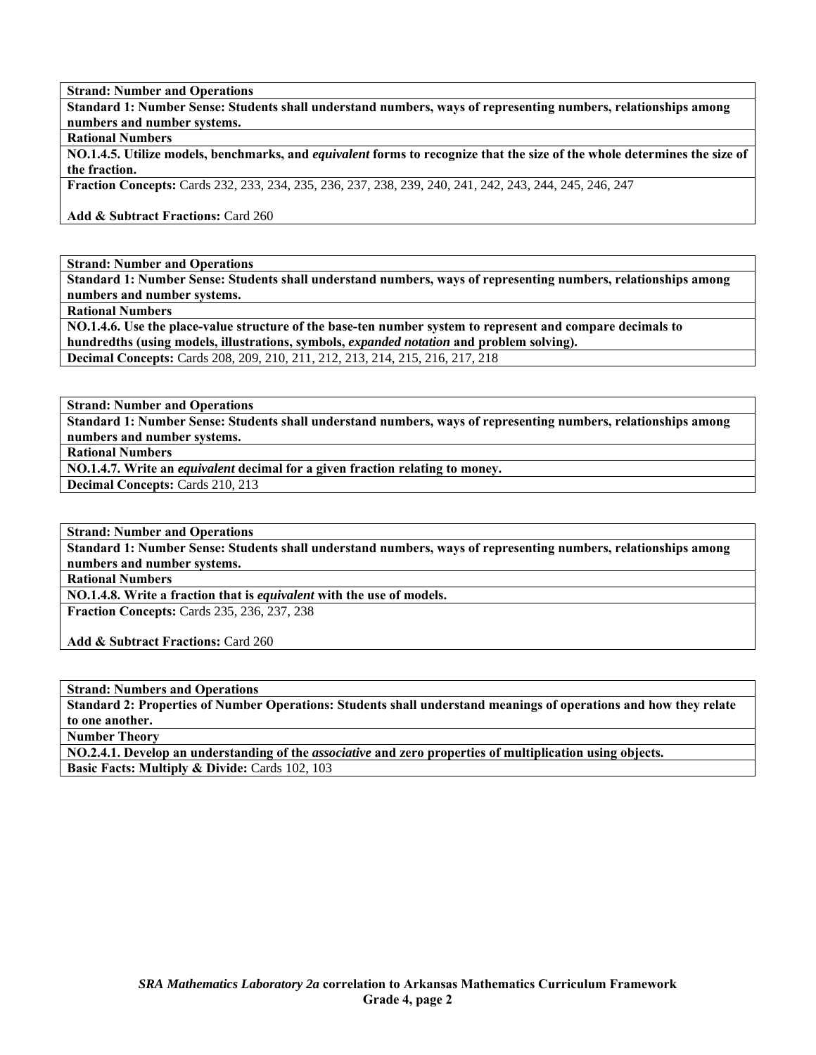| **Strand: Number and Operations** |
| --- |
| **Standard 1: Number Sense: Students shall understand numbers, ways of representing numbers, relationships among numbers and number systems.** |
| **Rational Numbers** |
| **NO.1.4.5. Utilize models, benchmarks, and *equivalent* forms to recognize that the size of the whole determines the size of the fraction.** |
| **Fraction Concepts:** Cards 232, 233, 234, 235, 236, 237, 238, 239, 240, 241, 242, 243, 244, 245, 246, 247<br><br>**Add & Subtract Fractions:** Card 260 |

| **Strand: Number and Operations** |
| --- |
| **Standard 1: Number Sense: Students shall understand numbers, ways of representing numbers, relationships among numbers and number systems.** |
| **Rational Numbers** |
| **NO.1.4.6. Use the place-value structure of the base-ten number system to represent and compare decimals to hundredths (using models, illustrations, symbols, *expanded notation* and problem solving).** |
| **Decimal Concepts:** Cards 208, 209, 210, 211, 212, 213, 214, 215, 216, 217, 218 |

| **Strand: Number and Operations** |
| --- |
| **Standard 1: Number Sense: Students shall understand numbers, ways of representing numbers, relationships among numbers and number systems.** |
| **Rational Numbers** |
| **NO.1.4.7. Write an *equivalent* decimal for a given fraction relating to money.** |
| **Decimal Concepts:** Cards 210, 213 |

| **Strand: Number and Operations** |
| --- |
| **Standard 1: Number Sense: Students shall understand numbers, ways of representing numbers, relationships among numbers and number systems.** |
| **Rational Numbers** |
| **NO.1.4.8. Write a fraction that is *equivalent* with the use of models.** |
| **Fraction Concepts:** Cards 235, 236, 237, 238<br><br>**Add & Subtract Fractions:** Card 260 |

| **Strand: Numbers and Operations** |
| --- |
| **Standard 2: Properties of Number Operations: Students shall understand meanings of operations and how they relate to one another.** |
| **Number Theory** |
| **NO.2.4.1. Develop an understanding of the *associative* and zero properties of multiplication using objects.** |
| **Basic Facts: Multiply & Divide:** Cards 102, 103 |

***SRA Mathematics Laboratory 2a* correlation to Arkansas Mathematics Curriculum Framework**
**Grade 4, page 2**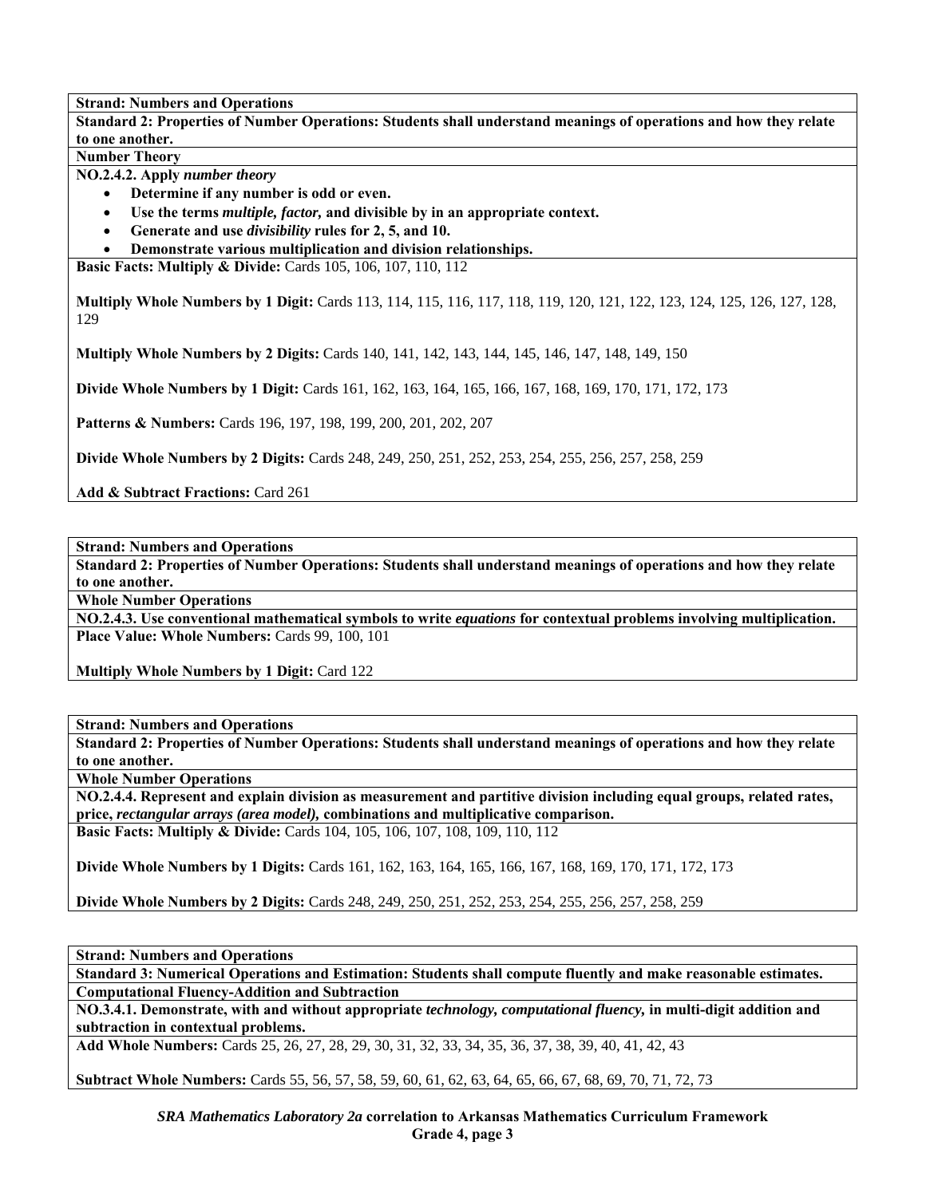**Strand: Numbers and Operations**

**Standard 2: Properties of Number Operations: Students shall understand meanings of operations and how they relate to one another.**

**Number Theory**

**NO.2.4.2. Apply *number theory***

- **Determine if any number is odd or even.**
- **Use the terms *multiple, factor,* and divisible by in an appropriate context.**
- **Generate and use *divisibility* rules for 2, 5, and 10.**
- **Demonstrate various multiplication and division relationships.**

**Basic Facts: Multiply & Divide:** Cards 105, 106, 107, 110, 112

**Multiply Whole Numbers by 1 Digit:** Cards 113, 114, 115, 116, 117, 118, 119, 120, 121, 122, 123, 124, 125, 126, 127, 128, 129

**Multiply Whole Numbers by 2 Digits:** Cards 140, 141, 142, 143, 144, 145, 146, 147, 148, 149, 150

**Divide Whole Numbers by 1 Digit:** Cards 161, 162, 163, 164, 165, 166, 167, 168, 169, 170, 171, 172, 173

**Patterns & Numbers:** Cards 196, 197, 198, 199, 200, 201, 202, 207

**Divide Whole Numbers by 2 Digits:** Cards 248, 249, 250, 251, 252, 253, 254, 255, 256, 257, 258, 259

**Add & Subtract Fractions:** Card 261

---

**Strand: Numbers and Operations**

**Standard 2: Properties of Number Operations: Students shall understand meanings of operations and how they relate to one another.**

**Whole Number Operations**

**NO.2.4.3. Use conventional mathematical symbols to write *equations* for contextual problems involving multiplication.**

**Place Value: Whole Numbers:** Cards 99, 100, 101

**Multiply Whole Numbers by 1 Digit:** Card 122

---

**Strand: Numbers and Operations**

**Standard 2: Properties of Number Operations: Students shall understand meanings of operations and how they relate to one another.**

**Whole Number Operations**

**NO.2.4.4. Represent and explain division as measurement and partitive division including equal groups, related rates, price, *rectangular arrays (area model),* combinations and multiplicative comparison.**

**Basic Facts: Multiply & Divide:** Cards 104, 105, 106, 107, 108, 109, 110, 112

**Divide Whole Numbers by 1 Digits:** Cards 161, 162, 163, 164, 165, 166, 167, 168, 169, 170, 171, 172, 173

**Divide Whole Numbers by 2 Digits:** Cards 248, 249, 250, 251, 252, 253, 254, 255, 256, 257, 258, 259

---

**Strand: Numbers and Operations**

**Standard 3: Numerical Operations and Estimation: Students shall compute fluently and make reasonable estimates.**

**Computational Fluency-Addition and Subtraction**

**NO.3.4.1. Demonstrate, with and without appropriate *technology, computational fluency,* in multi-digit addition and subtraction in contextual problems.**

**Add Whole Numbers:** Cards 25, 26, 27, 28, 29, 30, 31, 32, 33, 34, 35, 36, 37, 38, 39, 40, 41, 42, 43

**Subtract Whole Numbers:** Cards 55, 56, 57, 58, 59, 60, 61, 62, 63, 64, 65, 66, 67, 68, 69, 70, 71, 72, 73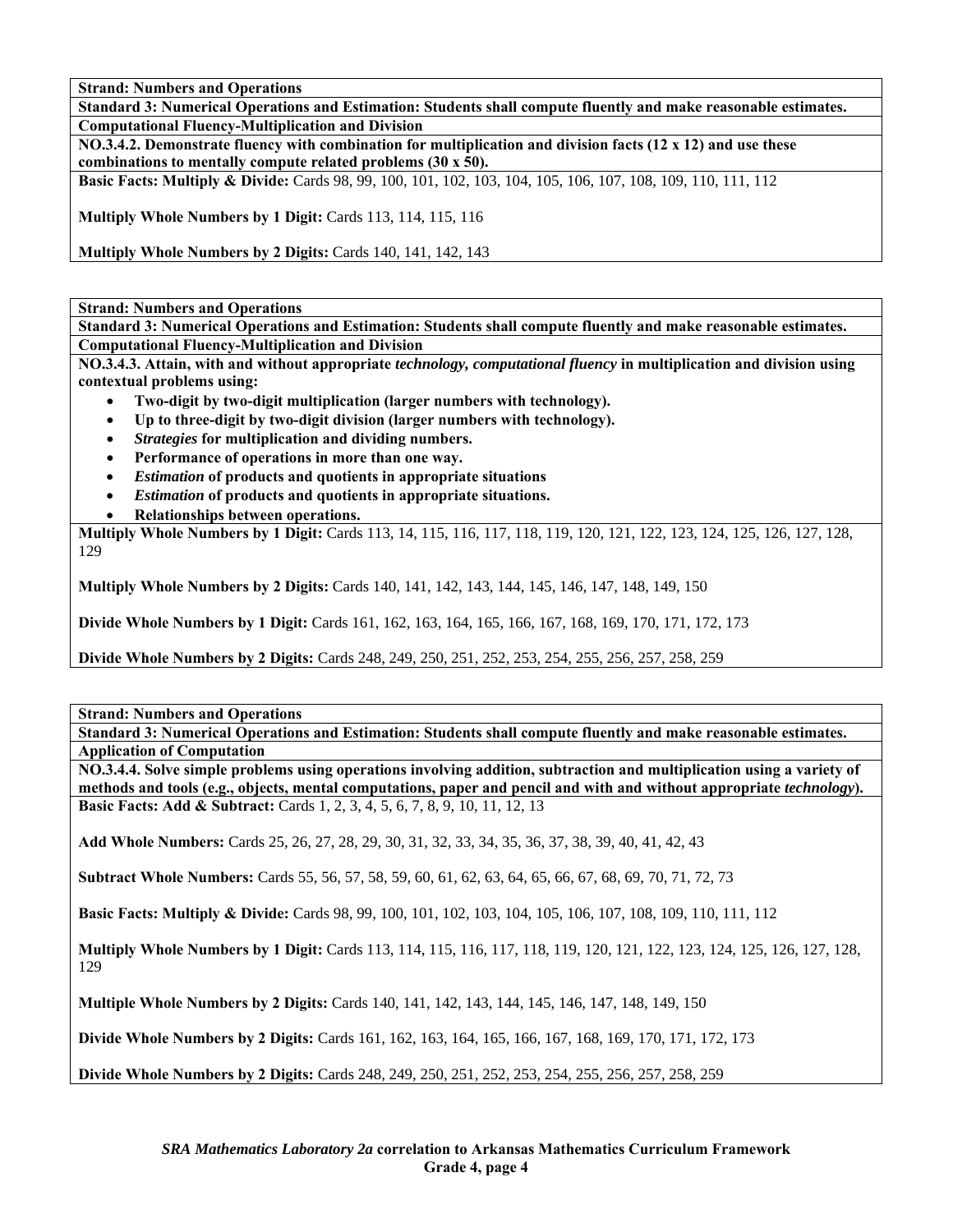**Strand: Numbers and Operations**

**Standard 3: Numerical Operations and Estimation: Students shall compute fluently and make reasonable estimates.**

**Computational Fluency-Multiplication and Division**

**NO.3.4.2. Demonstrate fluency with combination for multiplication and division facts (12 x 12) and use these combinations to mentally compute related problems (30 x 50).**

**Basic Facts: Multiply & Divide:** Cards 98, 99, 100, 101, 102, 103, 104, 105, 106, 107, 108, 109, 110, 111, 112

**Multiply Whole Numbers by 1 Digit:** Cards 113, 114, 115, 116

**Multiply Whole Numbers by 2 Digits:** Cards 140, 141, 142, 143

---

**Strand: Numbers and Operations**

**Standard 3: Numerical Operations and Estimation: Students shall compute fluently and make reasonable estimates.**

**Computational Fluency-Multiplication and Division**

**NO.3.4.3. Attain, with and without appropriate *technology, computational fluency* in multiplication and division using contextual problems using:**

- **Two-digit by two-digit multiplication (larger numbers with technology).**
- **Up to three-digit by two-digit division (larger numbers with technology).**
- ***Strategies* for multiplication and dividing numbers.**
- **Performance of operations in more than one way.**
- ***Estimation* of products and quotients in appropriate situations**
- ***Estimation* of products and quotients in appropriate situations.**
- **Relationships between operations.**

**Multiply Whole Numbers by 1 Digit:** Cards 113, 14, 115, 116, 117, 118, 119, 120, 121, 122, 123, 124, 125, 126, 127, 128, 129

**Multiply Whole Numbers by 2 Digits:** Cards 140, 141, 142, 143, 144, 145, 146, 147, 148, 149, 150

**Divide Whole Numbers by 1 Digit:** Cards 161, 162, 163, 164, 165, 166, 167, 168, 169, 170, 171, 172, 173

**Divide Whole Numbers by 2 Digits:** Cards 248, 249, 250, 251, 252, 253, 254, 255, 256, 257, 258, 259

---

**Strand: Numbers and Operations**

**Standard 3: Numerical Operations and Estimation: Students shall compute fluently and make reasonable estimates.**

**Application of Computation**

**NO.3.4.4. Solve simple problems using operations involving addition, subtraction and multiplication using a variety of methods and tools (e.g., objects, mental computations, paper and pencil and with and without appropriate *technology*).**

**Basic Facts: Add & Subtract:** Cards 1, 2, 3, 4, 5, 6, 7, 8, 9, 10, 11, 12, 13

**Add Whole Numbers:** Cards 25, 26, 27, 28, 29, 30, 31, 32, 33, 34, 35, 36, 37, 38, 39, 40, 41, 42, 43

**Subtract Whole Numbers:** Cards 55, 56, 57, 58, 59, 60, 61, 62, 63, 64, 65, 66, 67, 68, 69, 70, 71, 72, 73

**Basic Facts: Multiply & Divide:** Cards 98, 99, 100, 101, 102, 103, 104, 105, 106, 107, 108, 109, 110, 111, 112

**Multiply Whole Numbers by 1 Digit:** Cards 113, 114, 115, 116, 117, 118, 119, 120, 121, 122, 123, 124, 125, 126, 127, 128, 129

**Multiple Whole Numbers by 2 Digits:** Cards 140, 141, 142, 143, 144, 145, 146, 147, 148, 149, 150

**Divide Whole Numbers by 2 Digits:** Cards 161, 162, 163, 164, 165, 166, 167, 168, 169, 170, 171, 172, 173

**Divide Whole Numbers by 2 Digits:** Cards 248, 249, 250, 251, 252, 253, 254, 255, 256, 257, 258, 259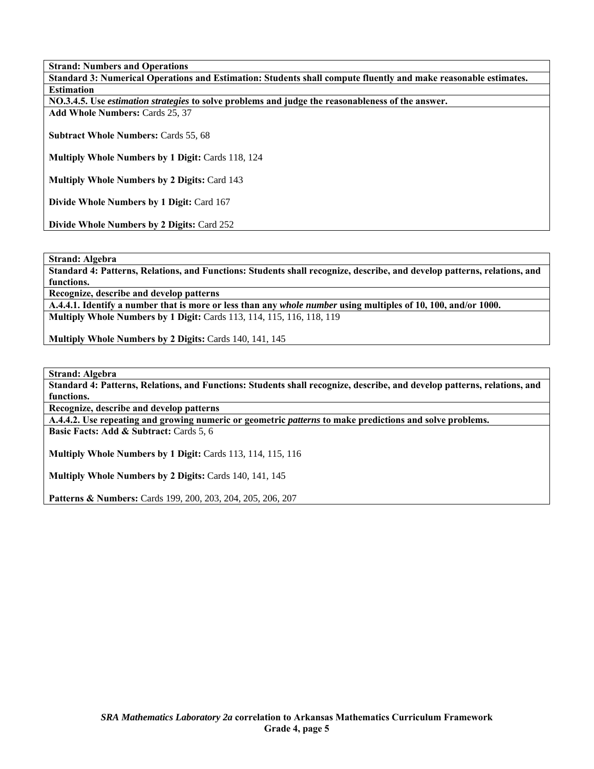**Strand: Numbers and Operations**

**Standard 3: Numerical Operations and Estimation: Students shall compute fluently and make reasonable estimates.**

**Estimation**

**NO.3.4.5. Use *estimation strategies* to solve problems and judge the reasonableness of the answer.**

**Add Whole Numbers:** Cards 25, 37

**Subtract Whole Numbers:** Cards 55, 68

**Multiply Whole Numbers by 1 Digit:** Cards 118, 124

**Multiply Whole Numbers by 2 Digits:** Card 143

**Divide Whole Numbers by 1 Digit:** Card 167

**Divide Whole Numbers by 2 Digits:** Card 252

---

**Strand: Algebra**

**Standard 4: Patterns, Relations, and Functions: Students shall recognize, describe, and develop patterns, relations, and functions.**

**Recognize, describe and develop patterns**

**A.4.4.1. Identify a number that is more or less than any *whole number* using multiples of 10, 100, and/or 1000.**

**Multiply Whole Numbers by 1 Digit:** Cards 113, 114, 115, 116, 118, 119

**Multiply Whole Numbers by 2 Digits:** Cards 140, 141, 145

---

**Strand: Algebra**

**Standard 4: Patterns, Relations, and Functions: Students shall recognize, describe, and develop patterns, relations, and functions.**

**Recognize, describe and develop patterns**

**A.4.4.2. Use repeating and growing numeric or geometric *patterns* to make predictions and solve problems.**

**Basic Facts: Add & Subtract:** Cards 5, 6

**Multiply Whole Numbers by 1 Digit:** Cards 113, 114, 115, 116

**Multiply Whole Numbers by 2 Digits:** Cards 140, 141, 145

**Patterns & Numbers:** Cards 199, 200, 203, 204, 205, 206, 207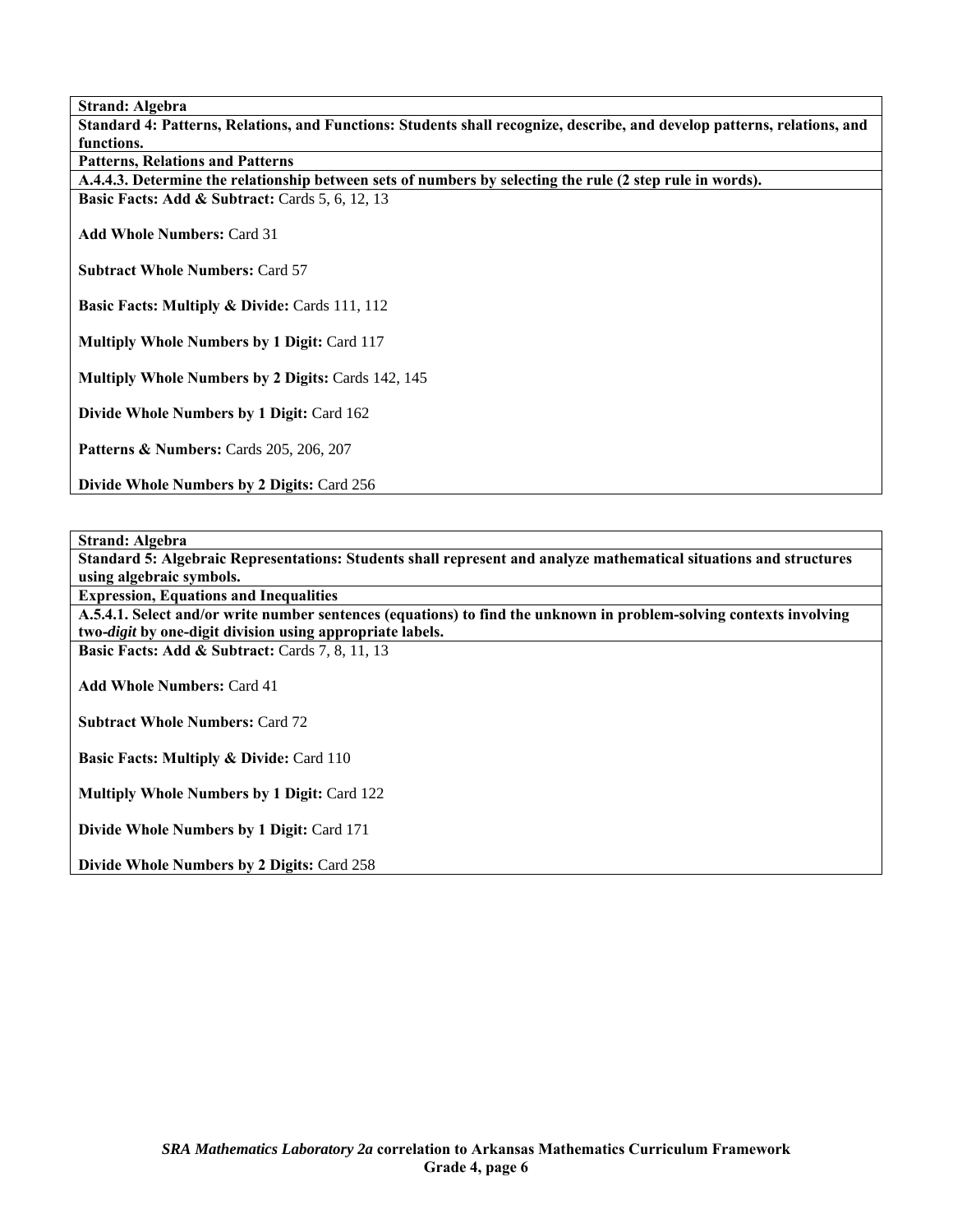**Strand: Algebra**

**Standard 4: Patterns, Relations, and Functions: Students shall recognize, describe, and develop patterns, relations, and functions.**

**Patterns, Relations and Patterns**

**A.4.4.3. Determine the relationship between sets of numbers by selecting the rule (2 step rule in words).**

**Basic Facts: Add & Subtract:** Cards 5, 6, 12, 13

**Add Whole Numbers:** Card 31

**Subtract Whole Numbers:** Card 57

**Basic Facts: Multiply & Divide:** Cards 111, 112

**Multiply Whole Numbers by 1 Digit:** Card 117

**Multiply Whole Numbers by 2 Digits:** Cards 142, 145

**Divide Whole Numbers by 1 Digit:** Card 162

**Patterns & Numbers:** Cards 205, 206, 207

**Divide Whole Numbers by 2 Digits:** Card 256

**Strand: Algebra**

**Standard 5: Algebraic Representations: Students shall represent and analyze mathematical situations and structures using algebraic symbols.**

**Expression, Equations and Inequalities**

**A.5.4.1. Select and/or write number sentences (equations) to find the unknown in problem-solving contexts involving two-*digit* by one-digit division using appropriate labels.**

**Basic Facts: Add & Subtract:** Cards 7, 8, 11, 13

**Add Whole Numbers:** Card 41

**Subtract Whole Numbers:** Card 72

**Basic Facts: Multiply & Divide:** Card 110

**Multiply Whole Numbers by 1 Digit:** Card 122

**Divide Whole Numbers by 1 Digit:** Card 171

**Divide Whole Numbers by 2 Digits:** Card 258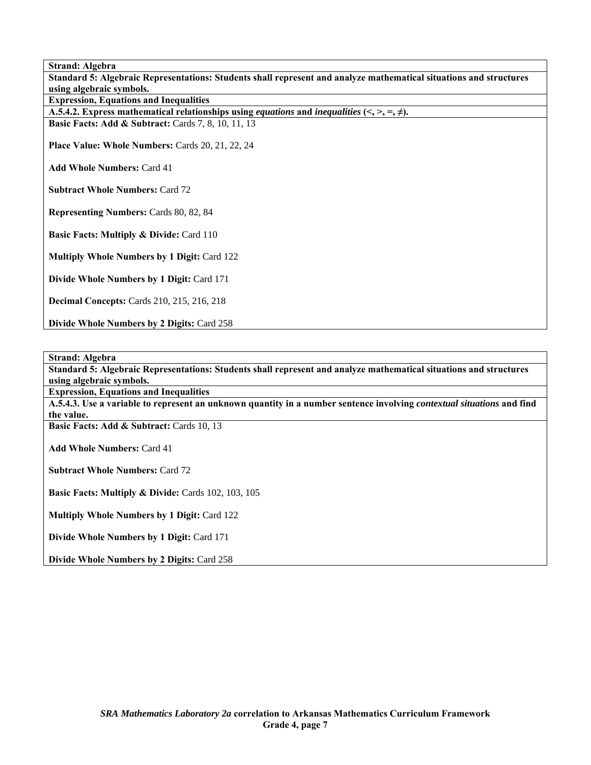**Strand: Algebra**

**Standard 5: Algebraic Representations: Students shall represent and analyze mathematical situations and structures using algebraic symbols.**

**Expression, Equations and Inequalities**

**A.5.4.2. Express mathematical relationships using *equations* and *inequalities* (<, >, =, ≠).**

**Basic Facts: Add & Subtract:** Cards 7, 8, 10, 11, 13

**Place Value: Whole Numbers:** Cards 20, 21, 22, 24

**Add Whole Numbers:** Card 41

**Subtract Whole Numbers:** Card 72

**Representing Numbers:** Cards 80, 82, 84

**Basic Facts: Multiply & Divide:** Card 110

**Multiply Whole Numbers by 1 Digit:** Card 122

**Divide Whole Numbers by 1 Digit:** Card 171

**Decimal Concepts:** Cards 210, 215, 216, 218

**Divide Whole Numbers by 2 Digits:** Card 258

---

**Strand: Algebra**

**Standard 5: Algebraic Representations: Students shall represent and analyze mathematical situations and structures using algebraic symbols.**

**Expression, Equations and Inequalities**

**A.5.4.3. Use a variable to represent an unknown quantity in a number sentence involving *contextual situations* and find the value.**

**Basic Facts: Add & Subtract:** Cards 10, 13

**Add Whole Numbers:** Card 41

**Subtract Whole Numbers:** Card 72

**Basic Facts: Multiply & Divide:** Cards 102, 103, 105

**Multiply Whole Numbers by 1 Digit:** Card 122

**Divide Whole Numbers by 1 Digit:** Card 171

**Divide Whole Numbers by 2 Digits:** Card 258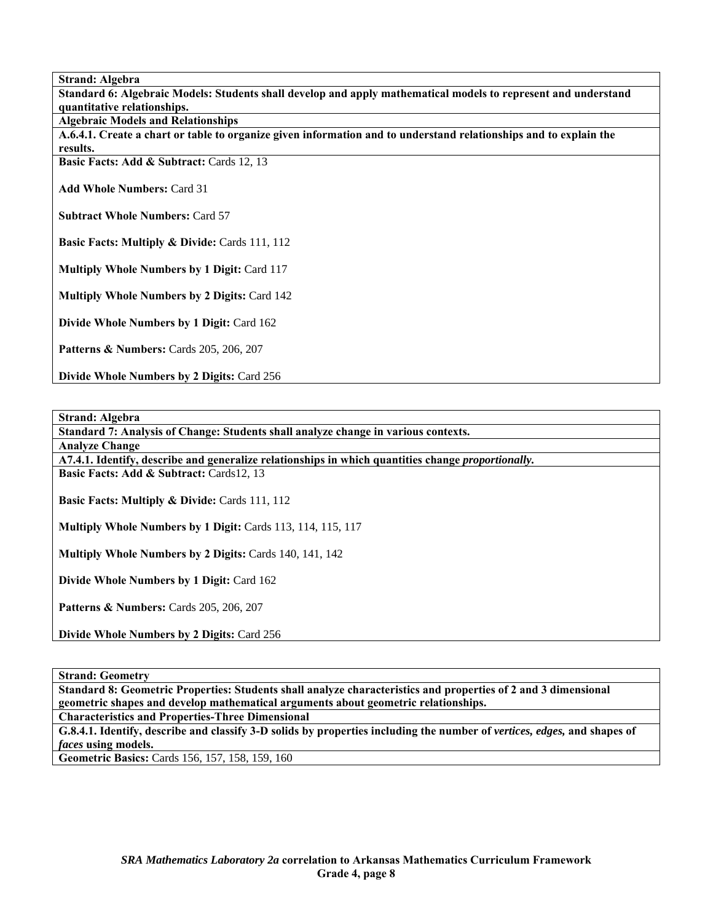**Strand: Algebra**

**Standard 6: Algebraic Models: Students shall develop and apply mathematical models to represent and understand quantitative relationships.**

**Algebraic Models and Relationships**

**A.6.4.1. Create a chart or table to organize given information and to understand relationships and to explain the results.**

**Basic Facts: Add & Subtract:** Cards 12, 13

**Add Whole Numbers:** Card 31

**Subtract Whole Numbers:** Card 57

**Basic Facts: Multiply & Divide:** Cards 111, 112

**Multiply Whole Numbers by 1 Digit:** Card 117

**Multiply Whole Numbers by 2 Digits:** Card 142

**Divide Whole Numbers by 1 Digit:** Card 162

**Patterns & Numbers:** Cards 205, 206, 207

**Divide Whole Numbers by 2 Digits:** Card 256

---

**Strand: Algebra**

**Standard 7: Analysis of Change: Students shall analyze change in various contexts.**

**Analyze Change**

**A7.4.1. Identify, describe and generalize relationships in which quantities change *proportionally.***

**Basic Facts: Add & Subtract:** Cards12, 13

**Basic Facts: Multiply & Divide:** Cards 111, 112

**Multiply Whole Numbers by 1 Digit:** Cards 113, 114, 115, 117

**Multiply Whole Numbers by 2 Digits:** Cards 140, 141, 142

**Divide Whole Numbers by 1 Digit:** Card 162

**Patterns & Numbers:** Cards 205, 206, 207

**Divide Whole Numbers by 2 Digits:** Card 256

---

**Strand: Geometry**

**Standard 8: Geometric Properties: Students shall analyze characteristics and properties of 2 and 3 dimensional geometric shapes and develop mathematical arguments about geometric relationships.**

**Characteristics and Properties-Three Dimensional**

**G.8.4.1. Identify, describe and classify 3-D solids by properties including the number of *vertices, edges,* and shapes of *faces* using models.**

**Geometric Basics:** Cards 156, 157, 158, 159, 160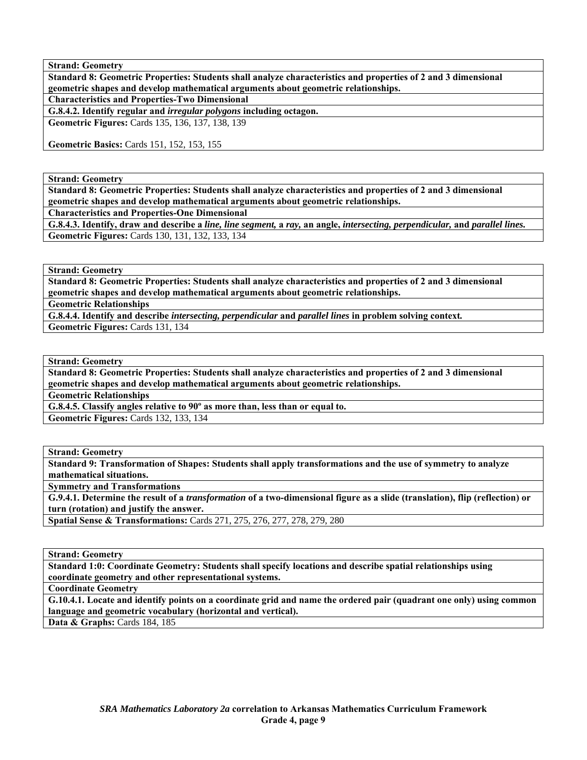**Strand: Geometry**

**Standard 8: Geometric Properties: Students shall analyze characteristics and properties of 2 and 3 dimensional geometric shapes and develop mathematical arguments about geometric relationships.**

**Characteristics and Properties-Two Dimensional**

**G.8.4.2. Identify regular and *irregular polygons* including octagon.**

**Geometric Figures:** Cards 135, 136, 137, 138, 139

**Geometric Basics:** Cards 151, 152, 153, 155

---

**Strand: Geometry**

**Standard 8: Geometric Properties: Students shall analyze characteristics and properties of 2 and 3 dimensional geometric shapes and develop mathematical arguments about geometric relationships.**

**Characteristics and Properties-One Dimensional**

**G.8.4.3. Identify, draw and describe a *line, line segment,* a *ray,* an angle, *intersecting, perpendicular,* and *parallel lines.***

**Geometric Figures:** Cards 130, 131, 132, 133, 134

---

**Strand: Geometry**

**Standard 8: Geometric Properties: Students shall analyze characteristics and properties of 2 and 3 dimensional geometric shapes and develop mathematical arguments about geometric relationships.**

**Geometric Relationships**

**G.8.4.4. Identify and describe *intersecting, perpendicular* and *parallel lines* in problem solving context.**

**Geometric Figures:** Cards 131, 134

---

**Strand: Geometry**

**Standard 8: Geometric Properties: Students shall analyze characteristics and properties of 2 and 3 dimensional geometric shapes and develop mathematical arguments about geometric relationships.**

**Geometric Relationships**

**G.8.4.5. Classify angles relative to 90º as more than, less than or equal to.**

**Geometric Figures:** Cards 132, 133, 134

---

**Strand: Geometry**

**Standard 9: Transformation of Shapes: Students shall apply transformations and the use of symmetry to analyze mathematical situations.**

**Symmetry and Transformations**

**G.9.4.1. Determine the result of a *transformation* of a two-dimensional figure as a slide (translation), flip (reflection) or turn (rotation) and justify the answer.**

**Spatial Sense & Transformations:** Cards 271, 275, 276, 277, 278, 279, 280

---

**Strand: Geometry**

**Standard 1:0: Coordinate Geometry: Students shall specify locations and describe spatial relationships using coordinate geometry and other representational systems.**

**Coordinate Geometry**

**G.10.4.1. Locate and identify points on a coordinate grid and name the ordered pair (quadrant one only) using common language and geometric vocabulary (horizontal and vertical).**

**Data & Graphs:** Cards 184, 185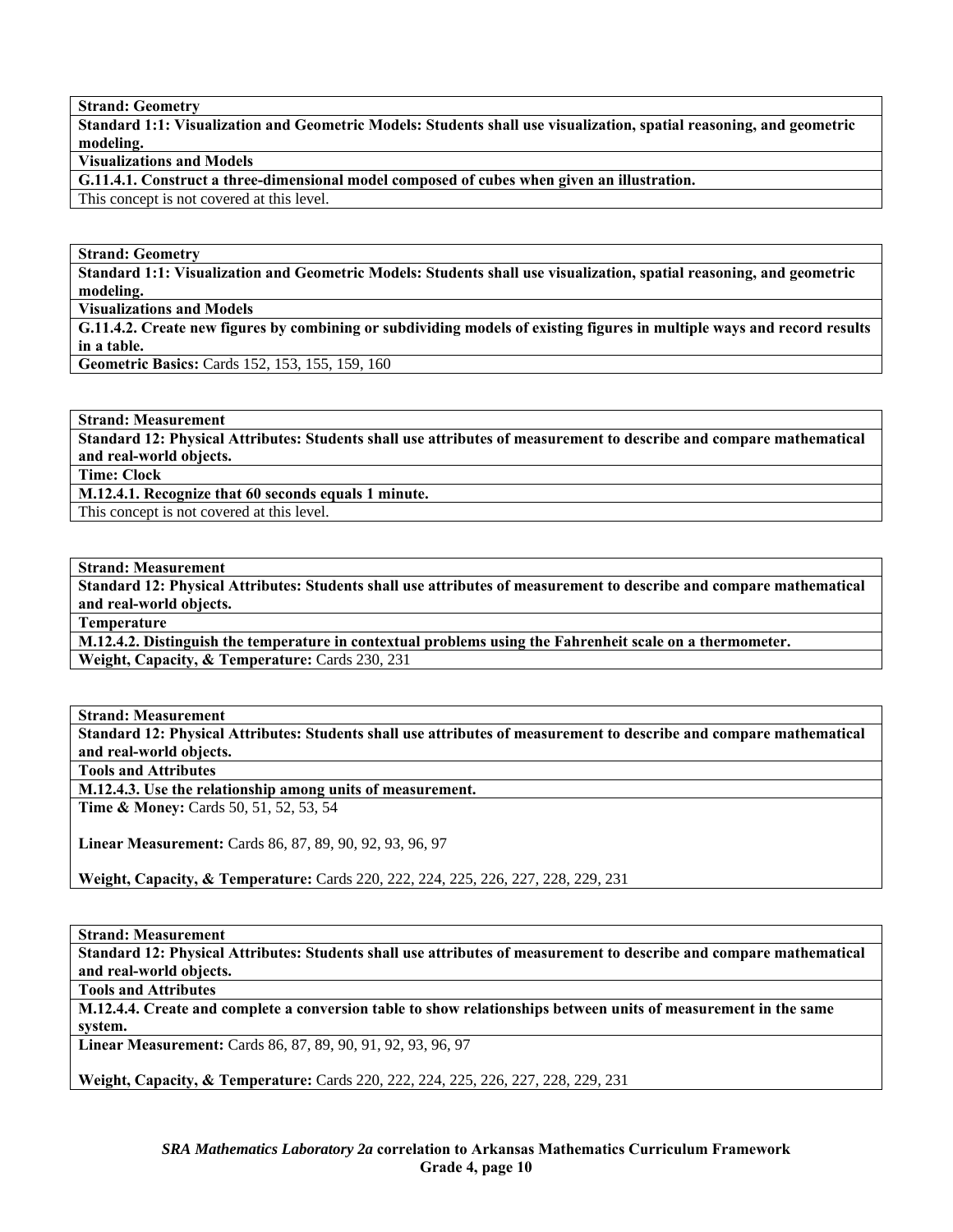| **Strand: Geometry** |
|---|
| **Standard 1:1: Visualization and Geometric Models: Students shall use visualization, spatial reasoning, and geometric modeling.** |
| **Visualizations and Models** |
| **G.11.4.1. Construct a three-dimensional model composed of cubes when given an illustration.** |
| This concept is not covered at this level. |

| **Strand: Geometry** |
|---|
| **Standard 1:1: Visualization and Geometric Models: Students shall use visualization, spatial reasoning, and geometric modeling.** |
| **Visualizations and Models** |
| **G.11.4.2. Create new figures by combining or subdividing models of existing figures in multiple ways and record results in a table.** |
| **Geometric Basics:** Cards 152, 153, 155, 159, 160 |

| **Strand: Measurement** |
|---|
| **Standard 12: Physical Attributes: Students shall use attributes of measurement to describe and compare mathematical and real-world objects.** |
| **Time: Clock** |
| **M.12.4.1. Recognize that 60 seconds equals 1 minute.** |
| This concept is not covered at this level. |

| **Strand: Measurement** |
|---|
| **Standard 12: Physical Attributes: Students shall use attributes of measurement to describe and compare mathematical and real-world objects.** |
| **Temperature** |
| **M.12.4.2. Distinguish the temperature in contextual problems using the Fahrenheit scale on a thermometer.** |
| **Weight, Capacity, & Temperature:** Cards 230, 231 |

| **Strand: Measurement** |
|---|
| **Standard 12: Physical Attributes: Students shall use attributes of measurement to describe and compare mathematical and real-world objects.** |
| **Tools and Attributes** |
| **M.12.4.3. Use the relationship among units of measurement.** |
| **Time & Money:** Cards 50, 51, 52, 53, 54<br><br>**Linear Measurement:** Cards 86, 87, 89, 90, 92, 93, 96, 97<br><br>**Weight, Capacity, & Temperature:** Cards 220, 222, 224, 225, 226, 227, 228, 229, 231 |

| **Strand: Measurement** |
|---|
| **Standard 12: Physical Attributes: Students shall use attributes of measurement to describe and compare mathematical and real-world objects.** |
| **Tools and Attributes** |
| **M.12.4.4. Create and complete a conversion table to show relationships between units of measurement in the same system.** |
| **Linear Measurement:** Cards 86, 87, 89, 90, 91, 92, 93, 96, 97<br><br>**Weight, Capacity, & Temperature:** Cards 220, 222, 224, 225, 226, 227, 228, 229, 231 |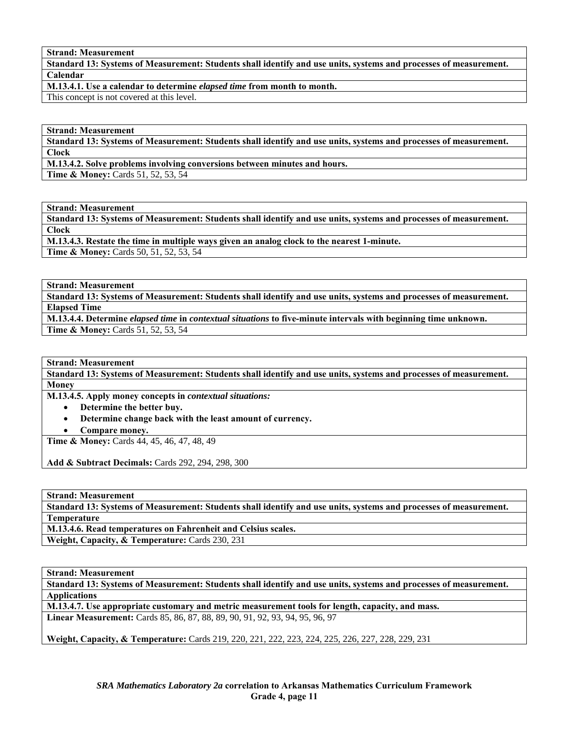| **Strand: Measurement** |
|---|
| **Standard 13: Systems of Measurement: Students shall identify and use units, systems and processes of measurement.** |
| **Calendar** |
| **M.13.4.1. Use a calendar to determine *elapsed time* from month to month.** |
| This concept is not covered at this level. |

| **Strand: Measurement** |
|---|
| **Standard 13: Systems of Measurement: Students shall identify and use units, systems and processes of measurement.** |
| **Clock** |
| **M.13.4.2. Solve problems involving conversions between minutes and hours.** |
| **Time & Money:** Cards 51, 52, 53, 54 |

| **Strand: Measurement** |
|---|
| **Standard 13: Systems of Measurement: Students shall identify and use units, systems and processes of measurement.** |
| **Clock** |
| **M.13.4.3. Restate the time in multiple ways given an analog clock to the nearest 1-minute.** |
| **Time & Money:** Cards 50, 51, 52, 53, 54 |

| **Strand: Measurement** |
|---|
| **Standard 13: Systems of Measurement: Students shall identify and use units, systems and processes of measurement.** |
| **Elapsed Time** |
| **M.13.4.4. Determine *elapsed time* in *contextual situations* to five-minute intervals with beginning time unknown.** |
| **Time & Money:** Cards 51, 52, 53, 54 |

| **Strand: Measurement** |
|---|
| **Standard 13: Systems of Measurement: Students shall identify and use units, systems and processes of measurement.** |
| **Money** |
| **M.13.4.5. Apply money concepts in *contextual situations:*** <br> • **Determine the better buy.** <br> • **Determine change back with the least amount of currency.** <br> • **Compare money.** |
| **Time & Money:** Cards 44, 45, 46, 47, 48, 49 <br><br> **Add & Subtract Decimals:** Cards 292, 294, 298, 300 |

| **Strand: Measurement** |
|---|
| **Standard 13: Systems of Measurement: Students shall identify and use units, systems and processes of measurement.** |
| **Temperature** |
| **M.13.4.6. Read temperatures on Fahrenheit and Celsius scales.** |
| **Weight, Capacity, & Temperature:** Cards 230, 231 |

| **Strand: Measurement** |
|---|
| **Standard 13: Systems of Measurement: Students shall identify and use units, systems and processes of measurement.** |
| **Applications** |
| **M.13.4.7. Use appropriate customary and metric measurement tools for length, capacity, and mass.** |
| **Linear Measurement:** Cards 85, 86, 87, 88, 89, 90, 91, 92, 93, 94, 95, 96, 97 <br><br> **Weight, Capacity, & Temperature:** Cards 219, 220, 221, 222, 223, 224, 225, 226, 227, 228, 229, 231 |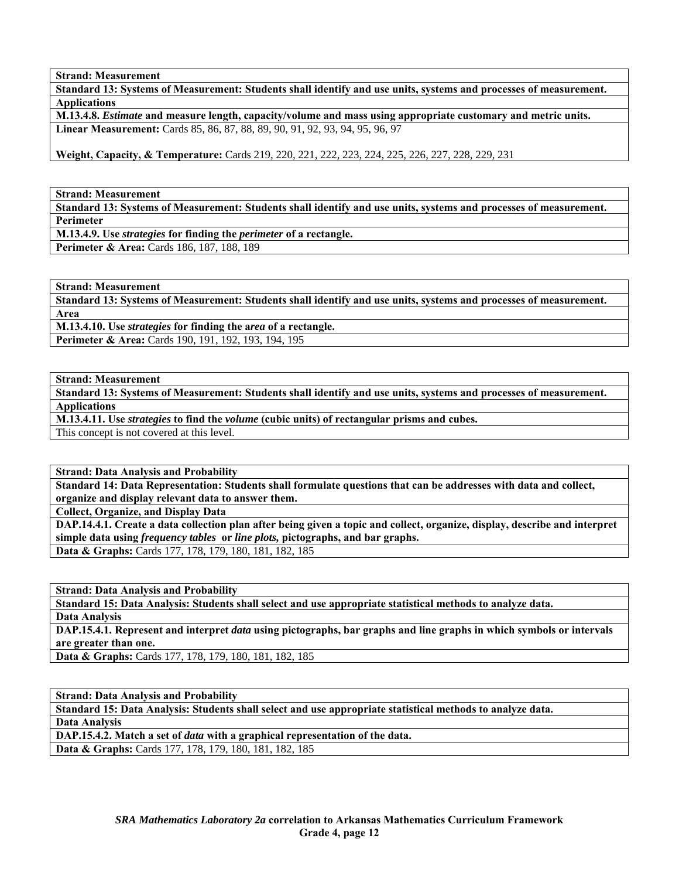**Strand: Measurement**

**Standard 13: Systems of Measurement: Students shall identify and use units, systems and processes of measurement.**

**Applications**

**M.13.4.8. *Estimate* and measure length, capacity/volume and mass using appropriate customary and metric units.**

**Linear Measurement:** Cards 85, 86, 87, 88, 89, 90, 91, 92, 93, 94, 95, 96, 97

**Weight, Capacity, & Temperature:** Cards 219, 220, 221, 222, 223, 224, 225, 226, 227, 228, 229, 231

---

**Strand: Measurement**

**Standard 13: Systems of Measurement: Students shall identify and use units, systems and processes of measurement.**

**Perimeter**

**M.13.4.9. Use *strategies* for finding the *perimeter* of a rectangle.**

**Perimeter & Area:** Cards 186, 187, 188, 189

---

**Strand: Measurement**

**Standard 13: Systems of Measurement: Students shall identify and use units, systems and processes of measurement.**

**Area**

**M.13.4.10. Use *strategies* for finding the a*rea* of a rectangle.**

**Perimeter & Area:** Cards 190, 191, 192, 193, 194, 195

---

**Strand: Measurement**

**Standard 13: Systems of Measurement: Students shall identify and use units, systems and processes of measurement.**

**Applications**

**M.13.4.11. Use *strategies* to find the *volume* (cubic units) of rectangular prisms and cubes.**

This concept is not covered at this level.

---

**Strand: Data Analysis and Probability**

**Standard 14: Data Representation: Students shall formulate questions that can be addresses with data and collect, organize and display relevant data to answer them.**

**Collect, Organize, and Display Data**

**DAP.14.4.1. Create a data collection plan after being given a topic and collect, organize, display, describe and interpret simple data using *frequency tables* or *line plots,* pictographs, and bar graphs.**

**Data & Graphs:** Cards 177, 178, 179, 180, 181, 182, 185

---

**Strand: Data Analysis and Probability**

**Standard 15: Data Analysis: Students shall select and use appropriate statistical methods to analyze data.**

**Data Analysis**

**DAP.15.4.1. Represent and interpret *data* using pictographs, bar graphs and line graphs in which symbols or intervals are greater than one.**

**Data & Graphs:** Cards 177, 178, 179, 180, 181, 182, 185

---

**Strand: Data Analysis and Probability**

**Standard 15: Data Analysis: Students shall select and use appropriate statistical methods to analyze data.**

**Data Analysis**

**DAP.15.4.2. Match a set of *data* with a graphical representation of the data.**

**Data & Graphs:** Cards 177, 178, 179, 180, 181, 182, 185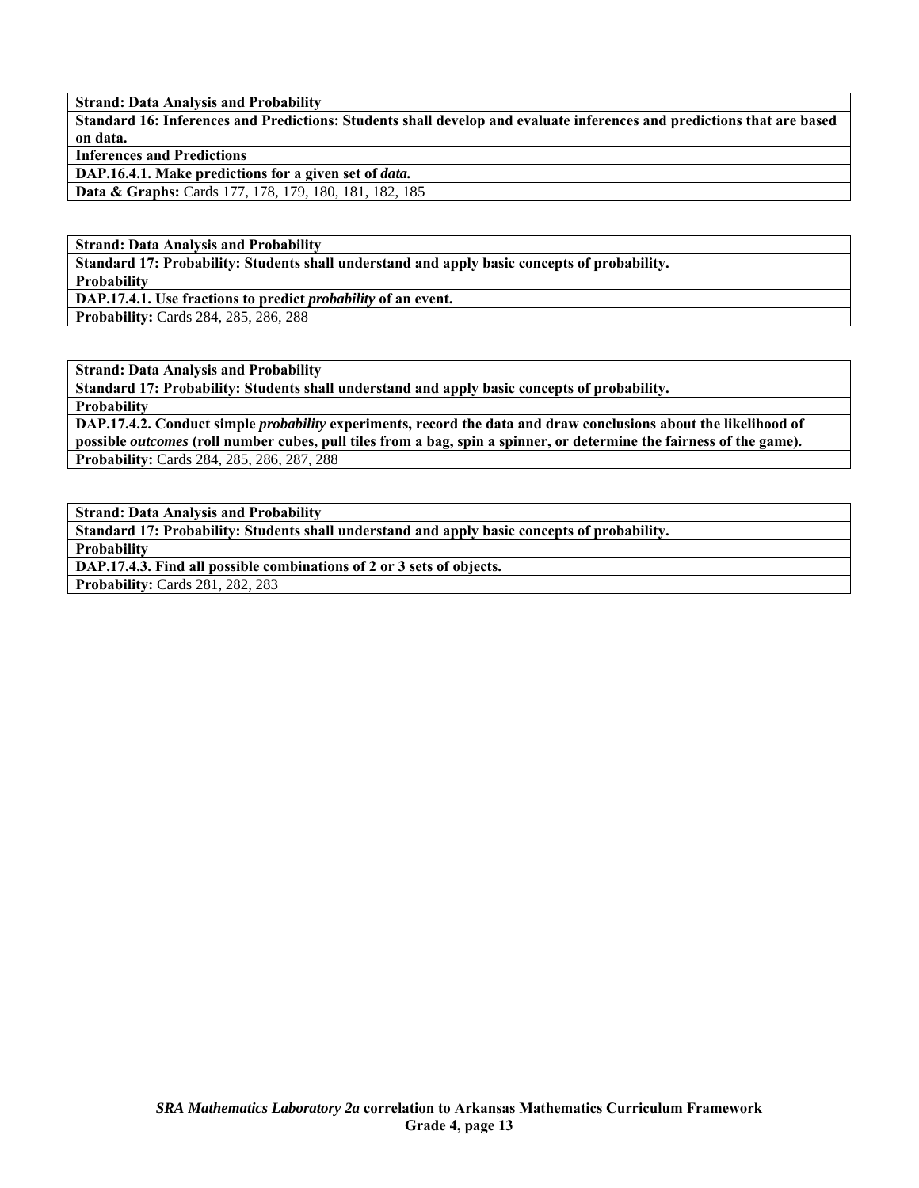| **Strand: Data Analysis and Probability** |
|---|
| **Standard 16: Inferences and Predictions: Students shall develop and evaluate inferences and predictions that are based on data.** |
| **Inferences and Predictions** |
| **DAP.16.4.1. Make predictions for a given set of *data.*** |
| **Data & Graphs:** Cards 177, 178, 179, 180, 181, 182, 185 |

| **Strand: Data Analysis and Probability** |
|---|
| **Standard 17: Probability: Students shall understand and apply basic concepts of probability.** |
| **Probability** |
| **DAP.17.4.1. Use fractions to predict *probability* of an event.** |
| **Probability:** Cards 284, 285, 286, 288 |

| **Strand: Data Analysis and Probability** |
|---|
| **Standard 17: Probability: Students shall understand and apply basic concepts of probability.** |
| **Probability** |
| **DAP.17.4.2. Conduct simple *probability* experiments, record the data and draw conclusions about the likelihood of possible *outcomes* (roll number cubes, pull tiles from a bag, spin a spinner, or determine the fairness of the game).** |
| **Probability:** Cards 284, 285, 286, 287, 288 |

| **Strand: Data Analysis and Probability** |
|---|
| **Standard 17: Probability: Students shall understand and apply basic concepts of probability.** |
| **Probability** |
| **DAP.17.4.3. Find all possible combinations of 2 or 3 sets of objects.** |
| **Probability:** Cards 281, 282, 283 |

***SRA Mathematics Laboratory 2a* correlation to Arkansas Mathematics Curriculum Framework**
**Grade 4, page 13**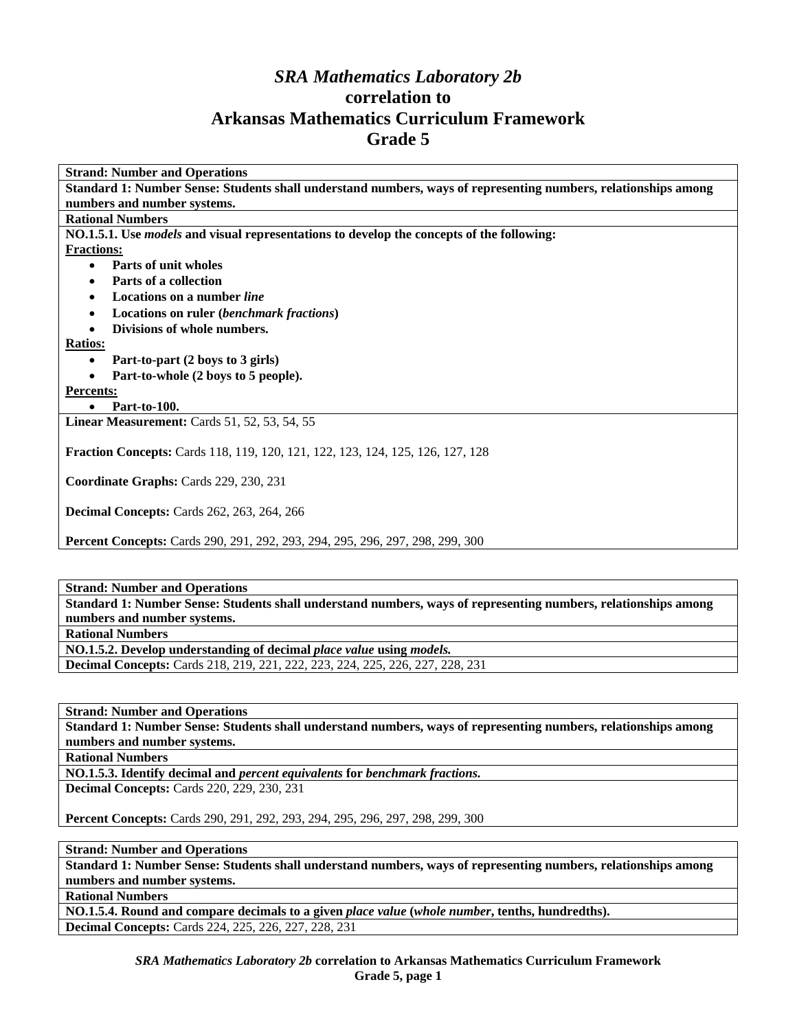# *SRA Mathematics Laboratory 2b* correlation to Arkansas Mathematics Curriculum Framework Grade 5

**Strand: Number and Operations**

**Standard 1: Number Sense: Students shall understand numbers, ways of representing numbers, relationships among numbers and number systems.**

**Rational Numbers**

**NO.1.5.1. Use *models* and visual representations to develop the concepts of the following:**

**Fractions:**

- **Parts of unit wholes**
- **Parts of a collection**
- **Locations on a number *line***
- **Locations on ruler (*benchmark fractions*)**
- **Divisions of whole numbers.**

**Ratios:**

- **Part-to-part (2 boys to 3 girls)**
- **Part-to-whole (2 boys to 5 people).**

**Percents:**

- **Part-to-100.**

**Linear Measurement:** Cards 51, 52, 53, 54, 55

**Fraction Concepts:** Cards 118, 119, 120, 121, 122, 123, 124, 125, 126, 127, 128

**Coordinate Graphs:** Cards 229, 230, 231

**Decimal Concepts:** Cards 262, 263, 264, 266

**Percent Concepts:** Cards 290, 291, 292, 293, 294, 295, 296, 297, 298, 299, 300

---

**Strand: Number and Operations**

**Standard 1: Number Sense: Students shall understand numbers, ways of representing numbers, relationships among numbers and number systems.**

**Rational Numbers**

**NO.1.5.2. Develop understanding of decimal *place value* using *models.***

**Decimal Concepts:** Cards 218, 219, 221, 222, 223, 224, 225, 226, 227, 228, 231

---

**Strand: Number and Operations**

**Standard 1: Number Sense: Students shall understand numbers, ways of representing numbers, relationships among numbers and number systems.**

**Rational Numbers**

**NO.1.5.3. Identify decimal and *percent equivalents* for *benchmark fractions.***

**Decimal Concepts:** Cards 220, 229, 230, 231

**Percent Concepts:** Cards 290, 291, 292, 293, 294, 295, 296, 297, 298, 299, 300

---

**Strand: Number and Operations**

**Standard 1: Number Sense: Students shall understand numbers, ways of representing numbers, relationships among numbers and number systems.**

**Rational Numbers**

**NO.1.5.4. Round and compare decimals to a given *place value* (*whole number*, tenths, hundredths).**

**Decimal Concepts:** Cards 224, 225, 226, 227, 228, 231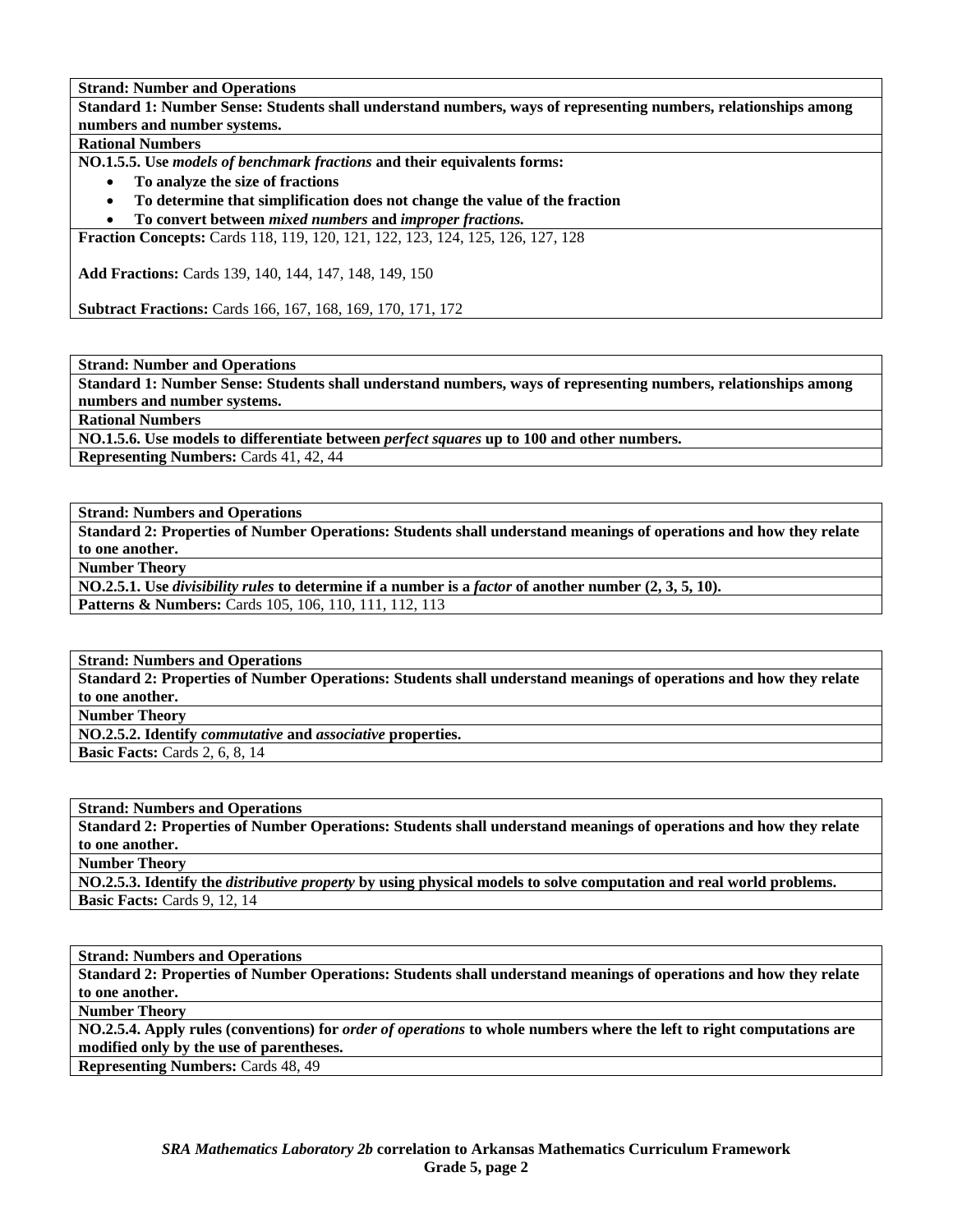**Strand: Number and Operations**

**Standard 1: Number Sense: Students shall understand numbers, ways of representing numbers, relationships among numbers and number systems.**

**Rational Numbers**

**NO.1.5.5. Use *models of benchmark fractions* and their equivalents forms:**

- **To analyze the size of fractions**
- **To determine that simplification does not change the value of the fraction**
- **To convert between *mixed numbers* and *improper fractions.***

**Fraction Concepts:** Cards 118, 119, 120, 121, 122, 123, 124, 125, 126, 127, 128

**Add Fractions:** Cards 139, 140, 144, 147, 148, 149, 150

**Subtract Fractions:** Cards 166, 167, 168, 169, 170, 171, 172

---

**Strand: Number and Operations**

**Standard 1: Number Sense: Students shall understand numbers, ways of representing numbers, relationships among numbers and number systems.**

**Rational Numbers**

**NO.1.5.6. Use models to differentiate between *perfect squares* up to 100 and other numbers.**

**Representing Numbers:** Cards 41, 42, 44

---

**Strand: Numbers and Operations**

**Standard 2: Properties of Number Operations: Students shall understand meanings of operations and how they relate to one another.**

**Number Theory**

**NO.2.5.1. Use *divisibility rules* to determine if a number is a *factor* of another number (2, 3, 5, 10).**

**Patterns & Numbers:** Cards 105, 106, 110, 111, 112, 113

---

**Strand: Numbers and Operations**

**Standard 2: Properties of Number Operations: Students shall understand meanings of operations and how they relate to one another.**

**Number Theory**

**NO.2.5.2. Identify *commutative* and *associative* properties.**

**Basic Facts:** Cards 2, 6, 8, 14

---

**Strand: Numbers and Operations**

**Standard 2: Properties of Number Operations: Students shall understand meanings of operations and how they relate to one another.**

**Number Theory**

**NO.2.5.3. Identify the *distributive property* by using physical models to solve computation and real world problems.**

**Basic Facts:** Cards 9, 12, 14

---

**Strand: Numbers and Operations**

**Standard 2: Properties of Number Operations: Students shall understand meanings of operations and how they relate to one another.**

**Number Theory**

**NO.2.5.4. Apply rules (conventions) for *order of operations* to whole numbers where the left to right computations are modified only by the use of parentheses.**

**Representing Numbers:** Cards 48, 49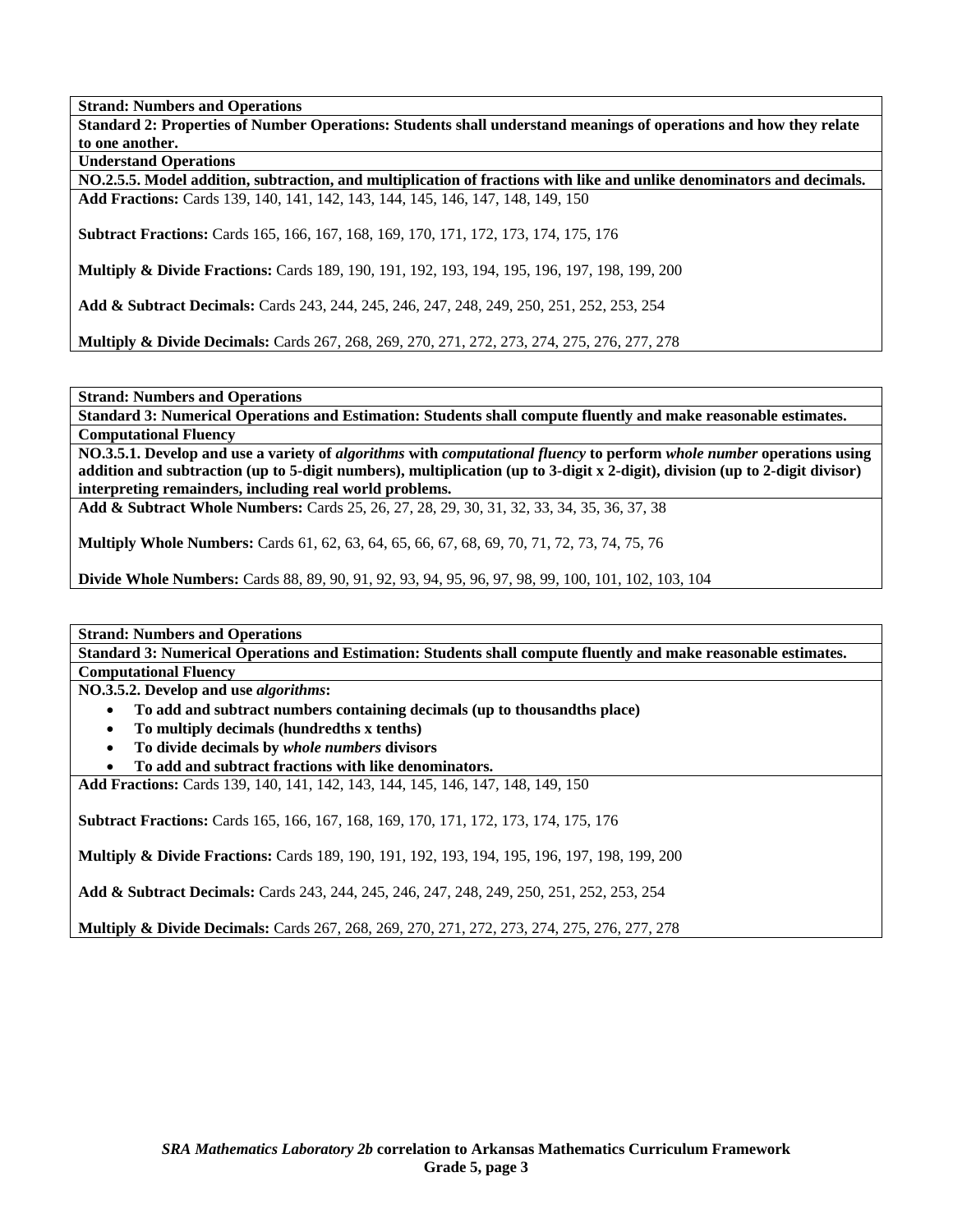**Strand: Numbers and Operations**

**Standard 2: Properties of Number Operations: Students shall understand meanings of operations and how they relate to one another.**

**Understand Operations**

**NO.2.5.5. Model addition, subtraction, and multiplication of fractions with like and unlike denominators and decimals.**

**Add Fractions:** Cards 139, 140, 141, 142, 143, 144, 145, 146, 147, 148, 149, 150

**Subtract Fractions:** Cards 165, 166, 167, 168, 169, 170, 171, 172, 173, 174, 175, 176

**Multiply & Divide Fractions:** Cards 189, 190, 191, 192, 193, 194, 195, 196, 197, 198, 199, 200

**Add & Subtract Decimals:** Cards 243, 244, 245, 246, 247, 248, 249, 250, 251, 252, 253, 254

**Multiply & Divide Decimals:** Cards 267, 268, 269, 270, 271, 272, 273, 274, 275, 276, 277, 278

**Strand: Numbers and Operations**

**Standard 3: Numerical Operations and Estimation: Students shall compute fluently and make reasonable estimates.**

**Computational Fluency**

**NO.3.5.1. Develop and use a variety of *algorithms* with *computational fluency* to perform *whole number* operations using addition and subtraction (up to 5-digit numbers), multiplication (up to 3-digit x 2-digit), division (up to 2-digit divisor) interpreting remainders, including real world problems.**

**Add & Subtract Whole Numbers:** Cards 25, 26, 27, 28, 29, 30, 31, 32, 33, 34, 35, 36, 37, 38

**Multiply Whole Numbers:** Cards 61, 62, 63, 64, 65, 66, 67, 68, 69, 70, 71, 72, 73, 74, 75, 76

**Divide Whole Numbers:** Cards 88, 89, 90, 91, 92, 93, 94, 95, 96, 97, 98, 99, 100, 101, 102, 103, 104

**Strand: Numbers and Operations**

**Standard 3: Numerical Operations and Estimation: Students shall compute fluently and make reasonable estimates.**

**Computational Fluency**

**NO.3.5.2. Develop and use *algorithms*:**

- **To add and subtract numbers containing decimals (up to thousandths place)**
- **To multiply decimals (hundredths x tenths)**
- **To divide decimals by *whole numbers* divisors**
- **To add and subtract fractions with like denominators.**

**Add Fractions:** Cards 139, 140, 141, 142, 143, 144, 145, 146, 147, 148, 149, 150

**Subtract Fractions:** Cards 165, 166, 167, 168, 169, 170, 171, 172, 173, 174, 175, 176

**Multiply & Divide Fractions:** Cards 189, 190, 191, 192, 193, 194, 195, 196, 197, 198, 199, 200

**Add & Subtract Decimals:** Cards 243, 244, 245, 246, 247, 248, 249, 250, 251, 252, 253, 254

**Multiply & Divide Decimals:** Cards 267, 268, 269, 270, 271, 272, 273, 274, 275, 276, 277, 278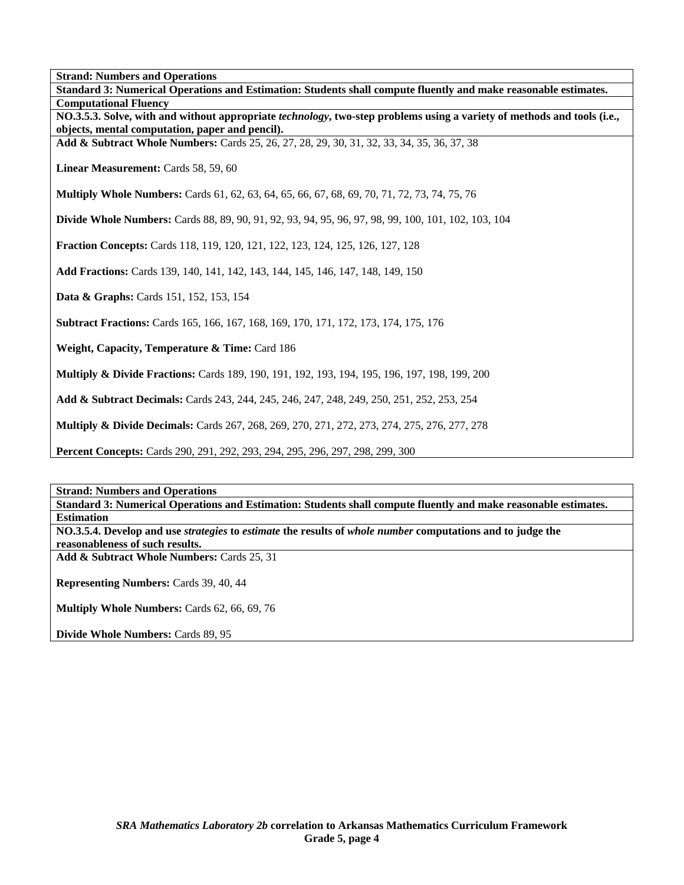**Strand: Numbers and Operations**

**Standard 3: Numerical Operations and Estimation: Students shall compute fluently and make reasonable estimates.**

**Computational Fluency**

**NO.3.5.3. Solve, with and without appropriate *technology*, two-step problems using a variety of methods and tools (i.e., objects, mental computation, paper and pencil).**

**Add & Subtract Whole Numbers:** Cards 25, 26, 27, 28, 29, 30, 31, 32, 33, 34, 35, 36, 37, 38

**Linear Measurement:** Cards 58, 59, 60

**Multiply Whole Numbers:** Cards 61, 62, 63, 64, 65, 66, 67, 68, 69, 70, 71, 72, 73, 74, 75, 76

**Divide Whole Numbers:** Cards 88, 89, 90, 91, 92, 93, 94, 95, 96, 97, 98, 99, 100, 101, 102, 103, 104

**Fraction Concepts:** Cards 118, 119, 120, 121, 122, 123, 124, 125, 126, 127, 128

**Add Fractions:** Cards 139, 140, 141, 142, 143, 144, 145, 146, 147, 148, 149, 150

**Data & Graphs:** Cards 151, 152, 153, 154

**Subtract Fractions:** Cards 165, 166, 167, 168, 169, 170, 171, 172, 173, 174, 175, 176

**Weight, Capacity, Temperature & Time:** Card 186

**Multiply & Divide Fractions:** Cards 189, 190, 191, 192, 193, 194, 195, 196, 197, 198, 199, 200

**Add & Subtract Decimals:** Cards 243, 244, 245, 246, 247, 248, 249, 250, 251, 252, 253, 254

**Multiply & Divide Decimals:** Cards 267, 268, 269, 270, 271, 272, 273, 274, 275, 276, 277, 278

**Percent Concepts:** Cards 290, 291, 292, 293, 294, 295, 296, 297, 298, 299, 300

**Strand: Numbers and Operations**

**Standard 3: Numerical Operations and Estimation: Students shall compute fluently and make reasonable estimates.**

**Estimation**

**NO.3.5.4. Develop and use *strategies* to *estimate* the results of *whole number* computations and to judge the reasonableness of such results.**

**Add & Subtract Whole Numbers:** Cards 25, 31

**Representing Numbers:** Cards 39, 40, 44

**Multiply Whole Numbers:** Cards 62, 66, 69, 76

**Divide Whole Numbers:** Cards 89, 95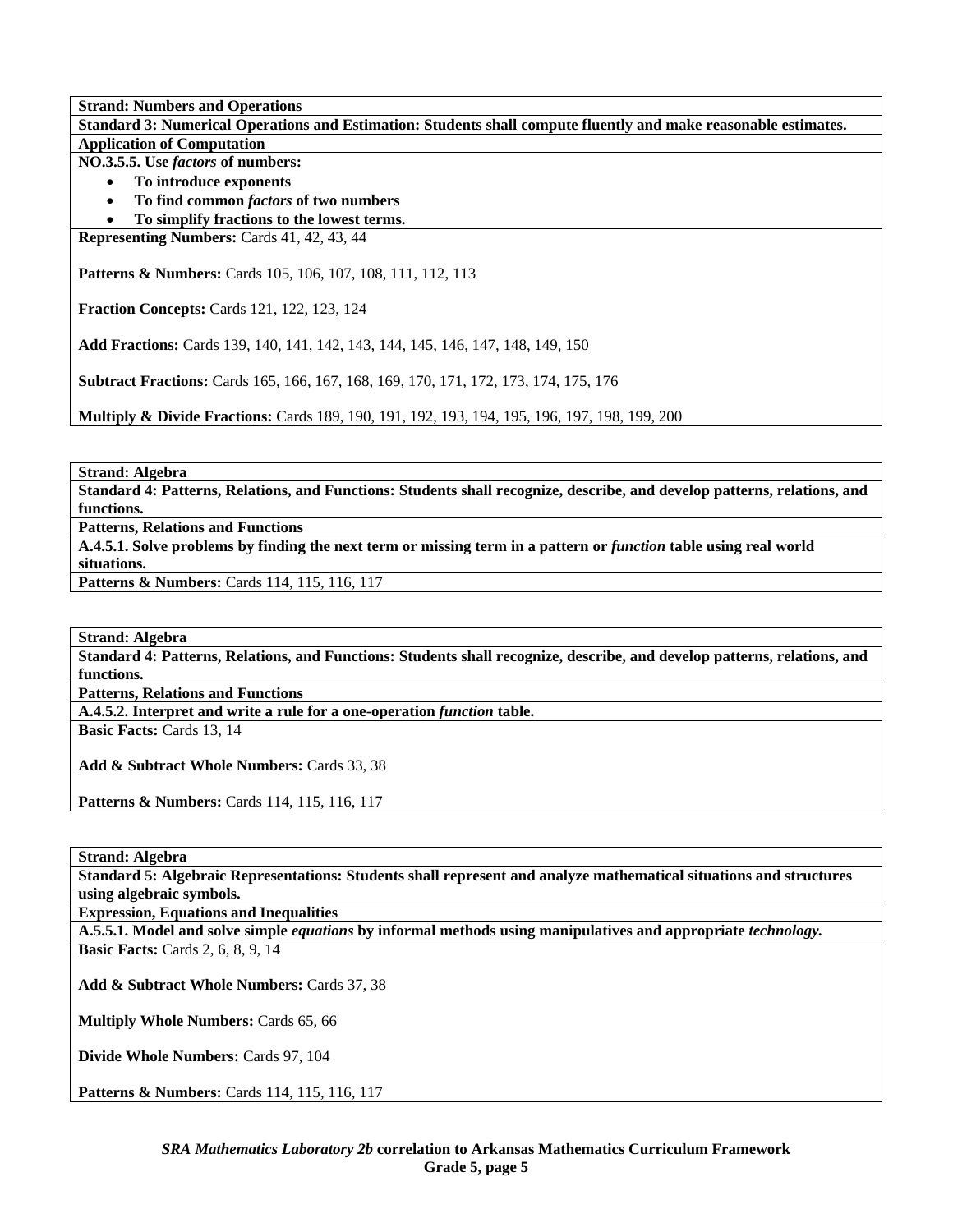**Strand: Numbers and Operations**

**Standard 3: Numerical Operations and Estimation: Students shall compute fluently and make reasonable estimates.**

**Application of Computation**

**NO.3.5.5. Use *factors* of numbers:**

- **To introduce exponents**
- **To find common *factors* of two numbers**
- **To simplify fractions to the lowest terms.**

**Representing Numbers:** Cards 41, 42, 43, 44

**Patterns & Numbers:** Cards 105, 106, 107, 108, 111, 112, 113

**Fraction Concepts:** Cards 121, 122, 123, 124

**Add Fractions:** Cards 139, 140, 141, 142, 143, 144, 145, 146, 147, 148, 149, 150

**Subtract Fractions:** Cards 165, 166, 167, 168, 169, 170, 171, 172, 173, 174, 175, 176

**Multiply & Divide Fractions:** Cards 189, 190, 191, 192, 193, 194, 195, 196, 197, 198, 199, 200

---

**Strand: Algebra**

**Standard 4: Patterns, Relations, and Functions: Students shall recognize, describe, and develop patterns, relations, and functions.**

**Patterns, Relations and Functions**

**A.4.5.1. Solve problems by finding the next term or missing term in a pattern or *function* table using real world situations.**

**Patterns & Numbers:** Cards 114, 115, 116, 117

---

**Strand: Algebra**

**Standard 4: Patterns, Relations, and Functions: Students shall recognize, describe, and develop patterns, relations, and functions.**

**Patterns, Relations and Functions**

**A.4.5.2. Interpret and write a rule for a one-operation *function* table.**

**Basic Facts:** Cards 13, 14

**Add & Subtract Whole Numbers:** Cards 33, 38

**Patterns & Numbers:** Cards 114, 115, 116, 117

---

**Strand: Algebra**

**Standard 5: Algebraic Representations: Students shall represent and analyze mathematical situations and structures using algebraic symbols.**

**Expression, Equations and Inequalities**

**A.5.5.1. Model and solve simple *equations* by informal methods using manipulatives and appropriate *technology*.**

**Basic Facts:** Cards 2, 6, 8, 9, 14

**Add & Subtract Whole Numbers:** Cards 37, 38

**Multiply Whole Numbers:** Cards 65, 66

**Divide Whole Numbers:** Cards 97, 104

**Patterns & Numbers:** Cards 114, 115, 116, 117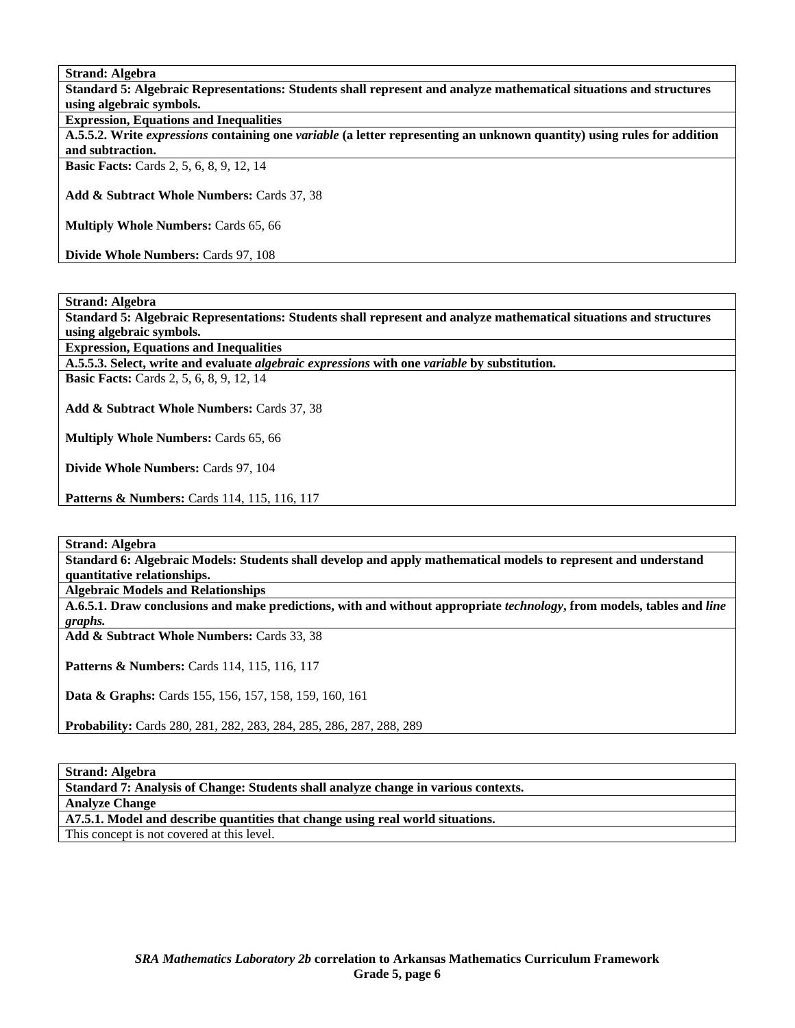**Strand: Algebra**

**Standard 5: Algebraic Representations: Students shall represent and analyze mathematical situations and structures using algebraic symbols.**

**Expression, Equations and Inequalities**

**A.5.5.2. Write *expressions* containing one *variable* (a letter representing an unknown quantity) using rules for addition and subtraction.**

**Basic Facts:** Cards 2, 5, 6, 8, 9, 12, 14

**Add & Subtract Whole Numbers:** Cards 37, 38

**Multiply Whole Numbers:** Cards 65, 66

**Divide Whole Numbers:** Cards 97, 108

---

**Strand: Algebra**

**Standard 5: Algebraic Representations: Students shall represent and analyze mathematical situations and structures using algebraic symbols.**

**Expression, Equations and Inequalities**

**A.5.5.3. Select, write and evaluate *algebraic expressions* with one *variable* by substitution.**

**Basic Facts:** Cards 2, 5, 6, 8, 9, 12, 14

**Add & Subtract Whole Numbers:** Cards 37, 38

**Multiply Whole Numbers:** Cards 65, 66

**Divide Whole Numbers:** Cards 97, 104

**Patterns & Numbers:** Cards 114, 115, 116, 117

---

**Strand: Algebra**

**Standard 6: Algebraic Models: Students shall develop and apply mathematical models to represent and understand quantitative relationships.**

**Algebraic Models and Relationships**

**A.6.5.1. Draw conclusions and make predictions, with and without appropriate *technology*, from models, tables and *line graphs.***

**Add & Subtract Whole Numbers:** Cards 33, 38

**Patterns & Numbers:** Cards 114, 115, 116, 117

**Data & Graphs:** Cards 155, 156, 157, 158, 159, 160, 161

**Probability:** Cards 280, 281, 282, 283, 284, 285, 286, 287, 288, 289

---

**Strand: Algebra**

**Standard 7: Analysis of Change: Students shall analyze change in various contexts.**

**Analyze Change**

**A7.5.1. Model and describe quantities that change using real world situations.**

This concept is not covered at this level.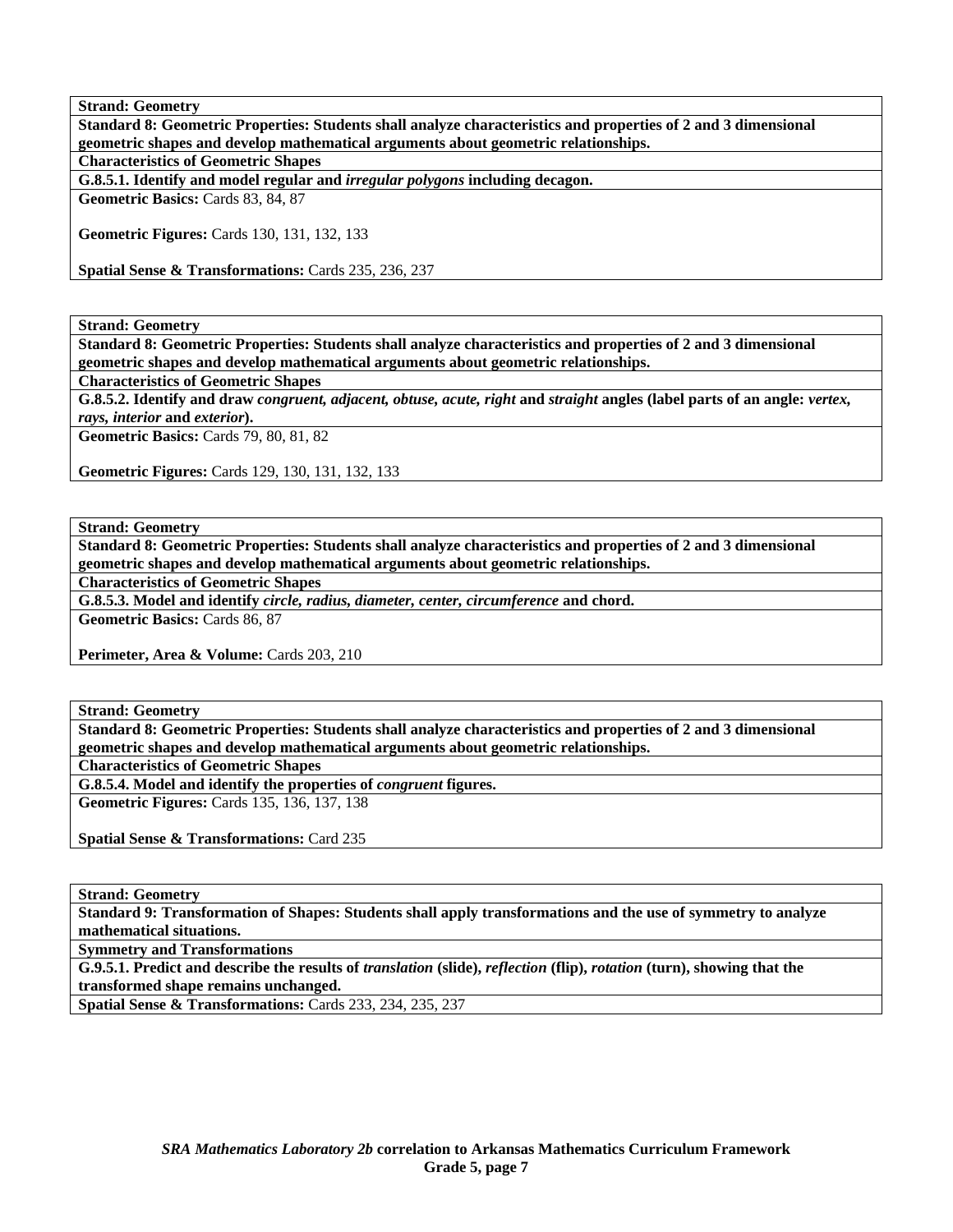**Strand: Geometry**

**Standard 8: Geometric Properties: Students shall analyze characteristics and properties of 2 and 3 dimensional geometric shapes and develop mathematical arguments about geometric relationships.**

**Characteristics of Geometric Shapes**

**G.8.5.1. Identify and model regular and *irregular polygons* including decagon.**

**Geometric Basics:** Cards 83, 84, 87

**Geometric Figures:** Cards 130, 131, 132, 133

**Spatial Sense & Transformations:** Cards 235, 236, 237

---

**Strand: Geometry**

**Standard 8: Geometric Properties: Students shall analyze characteristics and properties of 2 and 3 dimensional geometric shapes and develop mathematical arguments about geometric relationships.**

**Characteristics of Geometric Shapes**

**G.8.5.2. Identify and draw *congruent, adjacent, obtuse, acute, right* and *straight* angles (label parts of an angle: *vertex, rays, interior* and *exterior*).**

**Geometric Basics:** Cards 79, 80, 81, 82

**Geometric Figures:** Cards 129, 130, 131, 132, 133

---

**Strand: Geometry**

**Standard 8: Geometric Properties: Students shall analyze characteristics and properties of 2 and 3 dimensional geometric shapes and develop mathematical arguments about geometric relationships.**

**Characteristics of Geometric Shapes**

**G.8.5.3. Model and identify *circle, radius, diameter, center, circumference* and chord.**

**Geometric Basics:** Cards 86, 87

**Perimeter, Area & Volume:** Cards 203, 210

---

**Strand: Geometry**

**Standard 8: Geometric Properties: Students shall analyze characteristics and properties of 2 and 3 dimensional geometric shapes and develop mathematical arguments about geometric relationships.**

**Characteristics of Geometric Shapes**

**G.8.5.4. Model and identify the properties of *congruent* figures.**

**Geometric Figures:** Cards 135, 136, 137, 138

**Spatial Sense & Transformations:** Card 235

---

**Strand: Geometry**

**Standard 9: Transformation of Shapes: Students shall apply transformations and the use of symmetry to analyze mathematical situations.**

**Symmetry and Transformations**

**G.9.5.1. Predict and describe the results of *translation* (slide), *reflection* (flip), *rotation* (turn), showing that the transformed shape remains unchanged.**

**Spatial Sense & Transformations:** Cards 233, 234, 235, 237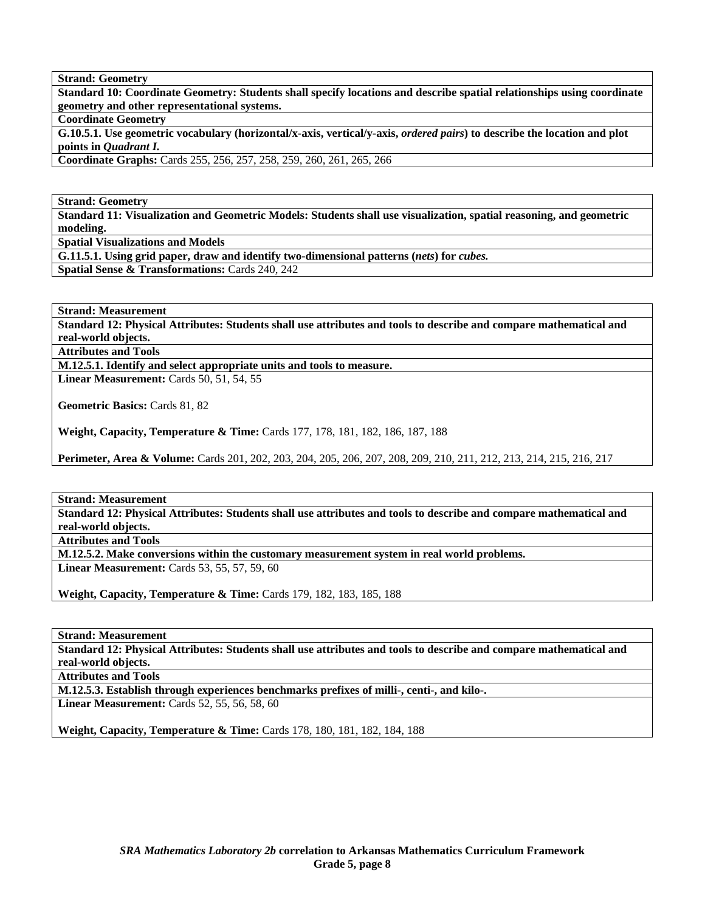| **Strand: Geometry** |
|---|
| **Standard 10: Coordinate Geometry: Students shall specify locations and describe spatial relationships using coordinate geometry and other representational systems.** |
| **Coordinate Geometry** |
| **G.10.5.1. Use geometric vocabulary (horizontal/x-axis, vertical/y-axis, *ordered pairs*) to describe the location and plot points in *Quadrant I*.** |
| **Coordinate Graphs:** Cards 255, 256, 257, 258, 259, 260, 261, 265, 266 |

| **Strand: Geometry** |
|---|
| **Standard 11: Visualization and Geometric Models: Students shall use visualization, spatial reasoning, and geometric modeling.** |
| **Spatial Visualizations and Models** |
| **G.11.5.1. Using grid paper, draw and identify two-dimensional patterns (*nets*) for *cubes.*** |
| **Spatial Sense & Transformations:** Cards 240, 242 |

| **Strand: Measurement** |
|---|
| **Standard 12: Physical Attributes: Students shall use attributes and tools to describe and compare mathematical and real-world objects.** |
| **Attributes and Tools** |
| **M.12.5.1. Identify and select appropriate units and tools to measure.** |
| **Linear Measurement:** Cards 50, 51, 54, 55<br><br>**Geometric Basics:** Cards 81, 82<br><br>**Weight, Capacity, Temperature & Time:** Cards 177, 178, 181, 182, 186, 187, 188<br><br>**Perimeter, Area & Volume:** Cards 201, 202, 203, 204, 205, 206, 207, 208, 209, 210, 211, 212, 213, 214, 215, 216, 217 |

| **Strand: Measurement** |
|---|
| **Standard 12: Physical Attributes: Students shall use attributes and tools to describe and compare mathematical and real-world objects.** |
| **Attributes and Tools** |
| **M.12.5.2. Make conversions within the customary measurement system in real world problems.** |
| **Linear Measurement:** Cards 53, 55, 57, 59, 60<br><br>**Weight, Capacity, Temperature & Time:** Cards 179, 182, 183, 185, 188 |

| **Strand: Measurement** |
|---|
| **Standard 12: Physical Attributes: Students shall use attributes and tools to describe and compare mathematical and real-world objects.** |
| **Attributes and Tools** |
| **M.12.5.3. Establish through experiences benchmarks prefixes of milli-, centi-, and kilo-.** |
| **Linear Measurement:** Cards 52, 55, 56, 58, 60<br><br>**Weight, Capacity, Temperature & Time:** Cards 178, 180, 181, 182, 184, 188 |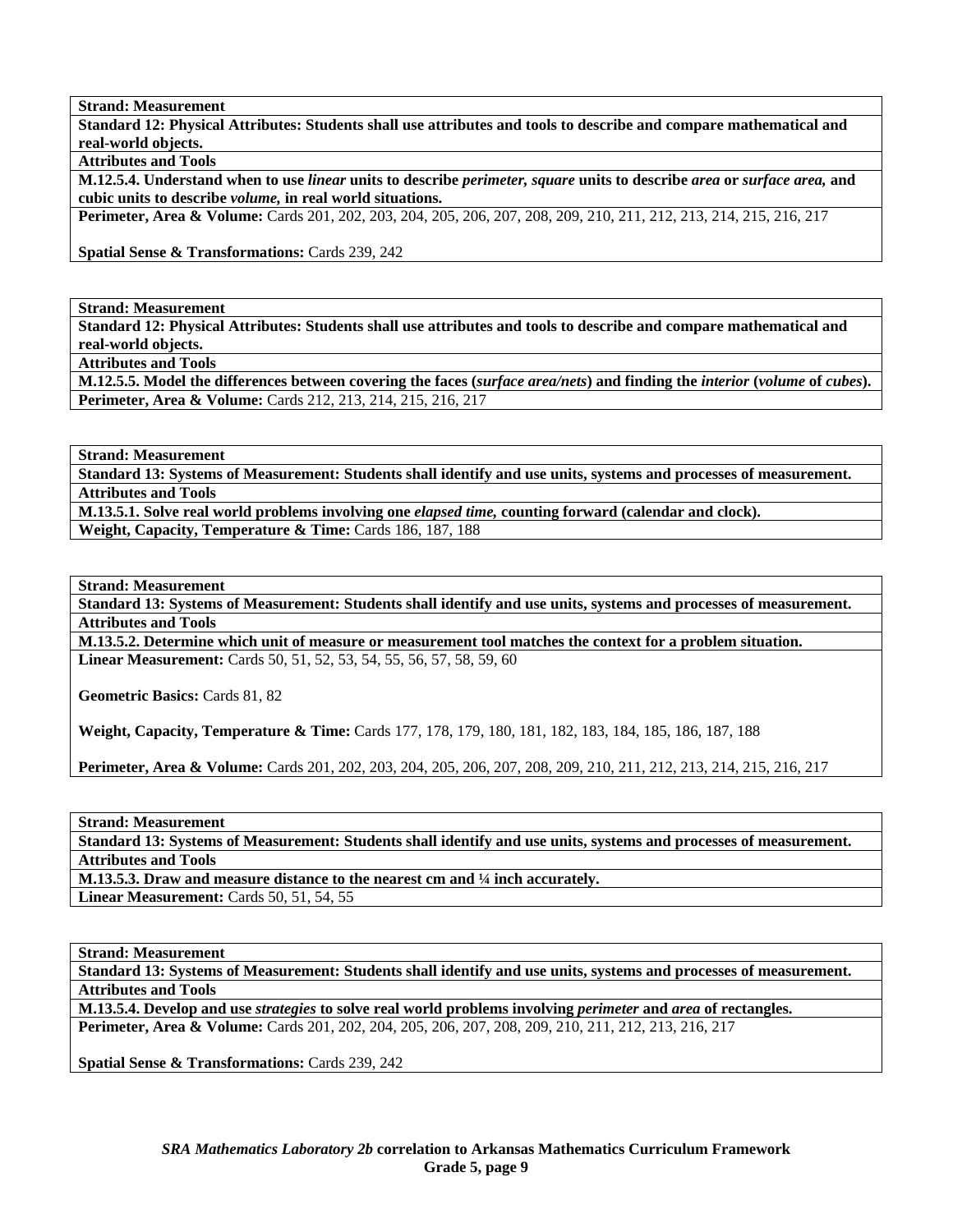**Strand: Measurement**

**Standard 12: Physical Attributes: Students shall use attributes and tools to describe and compare mathematical and real-world objects.**

**Attributes and Tools**

**M.12.5.4. Understand when to use *linear* units to describe *perimeter, square* units to describe *area* or *surface area,* and cubic units to describe *volume,* in real world situations.**

**Perimeter, Area & Volume:** Cards 201, 202, 203, 204, 205, 206, 207, 208, 209, 210, 211, 212, 213, 214, 215, 216, 217

**Spatial Sense & Transformations:** Cards 239, 242

**Strand: Measurement**

**Standard 12: Physical Attributes: Students shall use attributes and tools to describe and compare mathematical and real-world objects.**

**Attributes and Tools**

**M.12.5.5. Model the differences between covering the faces (*surface area/nets*) and finding the *interior* (*volume* of *cubes*).**

**Perimeter, Area & Volume:** Cards 212, 213, 214, 215, 216, 217

**Strand: Measurement**

**Standard 13: Systems of Measurement: Students shall identify and use units, systems and processes of measurement.**

**Attributes and Tools**

**M.13.5.1. Solve real world problems involving one *elapsed time,* counting forward (calendar and clock).**

**Weight, Capacity, Temperature & Time:** Cards 186, 187, 188

**Strand: Measurement**

**Standard 13: Systems of Measurement: Students shall identify and use units, systems and processes of measurement.**

**Attributes and Tools**

**M.13.5.2. Determine which unit of measure or measurement tool matches the context for a problem situation.**

**Linear Measurement:** Cards 50, 51, 52, 53, 54, 55, 56, 57, 58, 59, 60

**Geometric Basics:** Cards 81, 82

**Weight, Capacity, Temperature & Time:** Cards 177, 178, 179, 180, 181, 182, 183, 184, 185, 186, 187, 188

**Perimeter, Area & Volume:** Cards 201, 202, 203, 204, 205, 206, 207, 208, 209, 210, 211, 212, 213, 214, 215, 216, 217

**Strand: Measurement**

**Standard 13: Systems of Measurement: Students shall identify and use units, systems and processes of measurement.**

**Attributes and Tools**

**M.13.5.3. Draw and measure distance to the nearest cm and ¼ inch accurately.**

**Linear Measurement:** Cards 50, 51, 54, 55

**Strand: Measurement**

**Standard 13: Systems of Measurement: Students shall identify and use units, systems and processes of measurement.**

**Attributes and Tools**

**M.13.5.4. Develop and use *strategies* to solve real world problems involving *perimeter* and *area* of rectangles.**

**Perimeter, Area & Volume:** Cards 201, 202, 204, 205, 206, 207, 208, 209, 210, 211, 212, 213, 216, 217

**Spatial Sense & Transformations:** Cards 239, 242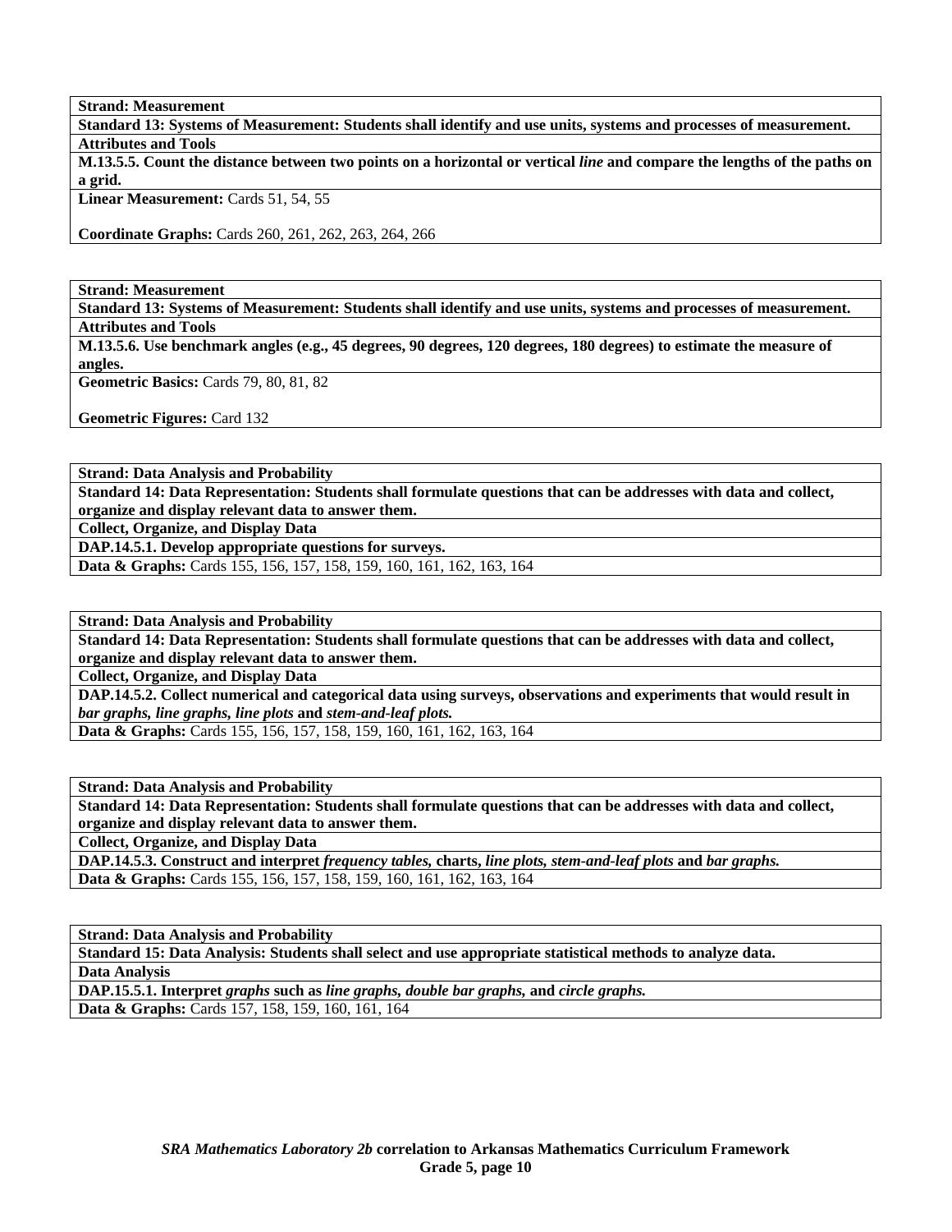| **Strand: Measurement** |
|---|
| **Standard 13: Systems of Measurement: Students shall identify and use units, systems and processes of measurement.** |
| **Attributes and Tools** |
| **M.13.5.5. Count the distance between two points on a horizontal or vertical *line* and compare the lengths of the paths on a grid.** |
| **Linear Measurement:** Cards 51, 54, 55<br><br>**Coordinate Graphs:** Cards 260, 261, 262, 263, 264, 266 |

| **Strand: Measurement** |
|---|
| **Standard 13: Systems of Measurement: Students shall identify and use units, systems and processes of measurement.** |
| **Attributes and Tools** |
| **M.13.5.6. Use benchmark angles (e.g., 45 degrees, 90 degrees, 120 degrees, 180 degrees) to estimate the measure of angles.** |
| **Geometric Basics:** Cards 79, 80, 81, 82<br><br>**Geometric Figures:** Card 132 |

| **Strand: Data Analysis and Probability** |
|---|
| **Standard 14: Data Representation: Students shall formulate questions that can be addresses with data and collect, organize and display relevant data to answer them.** |
| **Collect, Organize, and Display Data** |
| **DAP.14.5.1. Develop appropriate questions for surveys.** |
| **Data & Graphs:** Cards 155, 156, 157, 158, 159, 160, 161, 162, 163, 164 |

| **Strand: Data Analysis and Probability** |
|---|
| **Standard 14: Data Representation: Students shall formulate questions that can be addresses with data and collect, organize and display relevant data to answer them.** |
| **Collect, Organize, and Display Data** |
| **DAP.14.5.2. Collect numerical and categorical data using surveys, observations and experiments that would result in *bar graphs, line graphs, line plots* and *stem-and-leaf plots.*** |
| **Data & Graphs:** Cards 155, 156, 157, 158, 159, 160, 161, 162, 163, 164 |

| **Strand: Data Analysis and Probability** |
|---|
| **Standard 14: Data Representation: Students shall formulate questions that can be addresses with data and collect, organize and display relevant data to answer them.** |
| **Collect, Organize, and Display Data** |
| **DAP.14.5.3. Construct and interpret *frequency tables,* charts, *line plots, stem-and-leaf plots* and *bar graphs.*** |
| **Data & Graphs:** Cards 155, 156, 157, 158, 159, 160, 161, 162, 163, 164 |

| **Strand: Data Analysis and Probability** |
|---|
| **Standard 15: Data Analysis: Students shall select and use appropriate statistical methods to analyze data.** |
| **Data Analysis** |
| **DAP.15.5.1. Interpret *graphs* such as *line graphs, double bar graphs,* and *circle graphs.*** |
| **Data & Graphs:** Cards 157, 158, 159, 160, 161, 164 |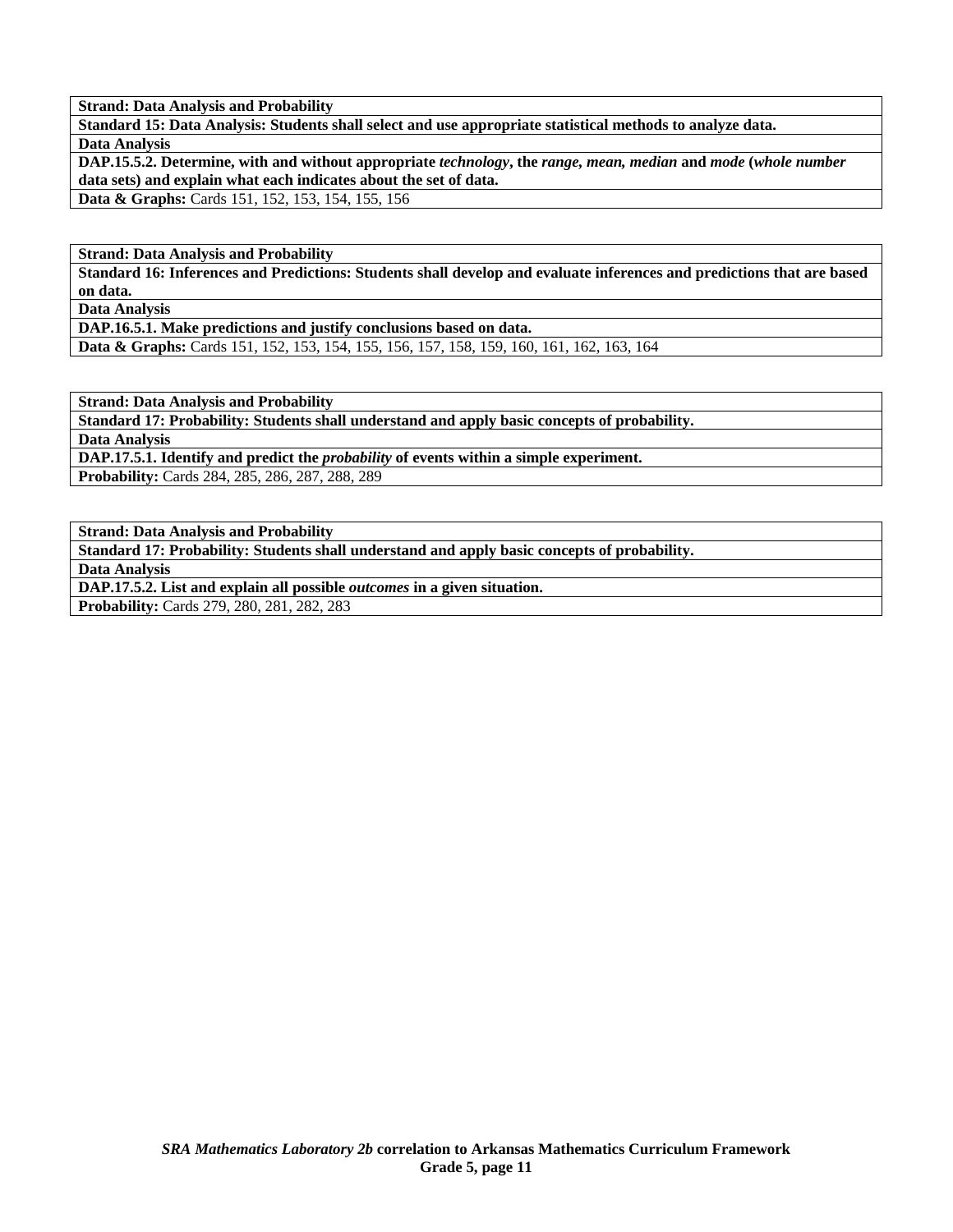| **Strand: Data Analysis and Probability** |
|---|
| **Standard 15: Data Analysis: Students shall select and use appropriate statistical methods to analyze data.** |
| **Data Analysis** |
| **DAP.15.5.2. Determine, with and without appropriate *technology*, the *range, mean, median* and *mode* (*whole number* data sets) and explain what each indicates about the set of data.** |
| **Data & Graphs:** Cards 151, 152, 153, 154, 155, 156 |

| **Strand: Data Analysis and Probability** |
|---|
| **Standard 16: Inferences and Predictions: Students shall develop and evaluate inferences and predictions that are based on data.** |
| **Data Analysis** |
| **DAP.16.5.1. Make predictions and justify conclusions based on data.** |
| **Data & Graphs:** Cards 151, 152, 153, 154, 155, 156, 157, 158, 159, 160, 161, 162, 163, 164 |

| **Strand: Data Analysis and Probability** |
|---|
| **Standard 17: Probability: Students shall understand and apply basic concepts of probability.** |
| **Data Analysis** |
| **DAP.17.5.1. Identify and predict the *probability* of events within a simple experiment.** |
| **Probability:** Cards 284, 285, 286, 287, 288, 289 |

| **Strand: Data Analysis and Probability** |
|---|
| **Standard 17: Probability: Students shall understand and apply basic concepts of probability.** |
| **Data Analysis** |
| **DAP.17.5.2. List and explain all possible *outcomes* in a given situation.** |
| **Probability:** Cards 279, 280, 281, 282, 283 |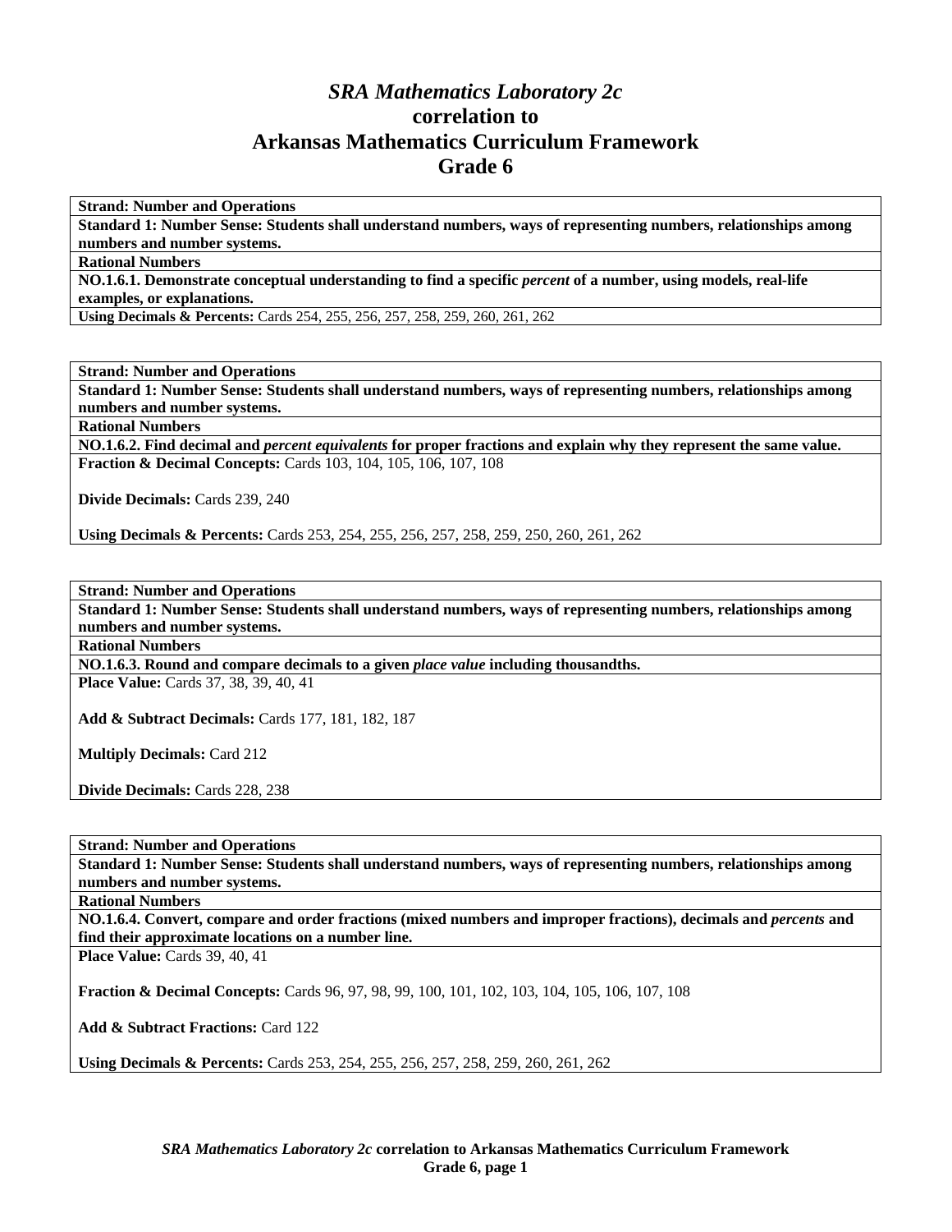# *SRA Mathematics Laboratory 2c* correlation to Arkansas Mathematics Curriculum Framework Grade 6

| **Strand: Number and Operations** |
|---|
| **Standard 1: Number Sense: Students shall understand numbers, ways of representing numbers, relationships among numbers and number systems.** |
| **Rational Numbers** |
| **NO.1.6.1. Demonstrate conceptual understanding to find a specific *percent* of a number, using models, real-life examples, or explanations.** |
| **Using Decimals & Percents:** Cards 254, 255, 256, 257, 258, 259, 260, 261, 262 |

| **Strand: Number and Operations** |
|---|
| **Standard 1: Number Sense: Students shall understand numbers, ways of representing numbers, relationships among numbers and number systems.** |
| **Rational Numbers** |
| **NO.1.6.2. Find decimal and *percent equivalents* for proper fractions and explain why they represent the same value.** |
| **Fraction & Decimal Concepts:** Cards 103, 104, 105, 106, 107, 108<br><br>**Divide Decimals:** Cards 239, 240<br><br>**Using Decimals & Percents:** Cards 253, 254, 255, 256, 257, 258, 259, 250, 260, 261, 262 |

| **Strand: Number and Operations** |
|---|
| **Standard 1: Number Sense: Students shall understand numbers, ways of representing numbers, relationships among numbers and number systems.** |
| **Rational Numbers** |
| **NO.1.6.3. Round and compare decimals to a given *place value* including thousandths.** |
| **Place Value:** Cards 37, 38, 39, 40, 41<br><br>**Add & Subtract Decimals:** Cards 177, 181, 182, 187<br><br>**Multiply Decimals:** Card 212<br><br>**Divide Decimals:** Cards 228, 238 |

| **Strand: Number and Operations** |
|---|
| **Standard 1: Number Sense: Students shall understand numbers, ways of representing numbers, relationships among numbers and number systems.** |
| **Rational Numbers** |
| **NO.1.6.4. Convert, compare and order fractions (mixed numbers and improper fractions), decimals and *percents* and find their approximate locations on a number line.** |
| **Place Value:** Cards 39, 40, 41<br><br>**Fraction & Decimal Concepts:** Cards 96, 97, 98, 99, 100, 101, 102, 103, 104, 105, 106, 107, 108<br><br>**Add & Subtract Fractions:** Card 122<br><br>**Using Decimals & Percents:** Cards 253, 254, 255, 256, 257, 258, 259, 260, 261, 262 |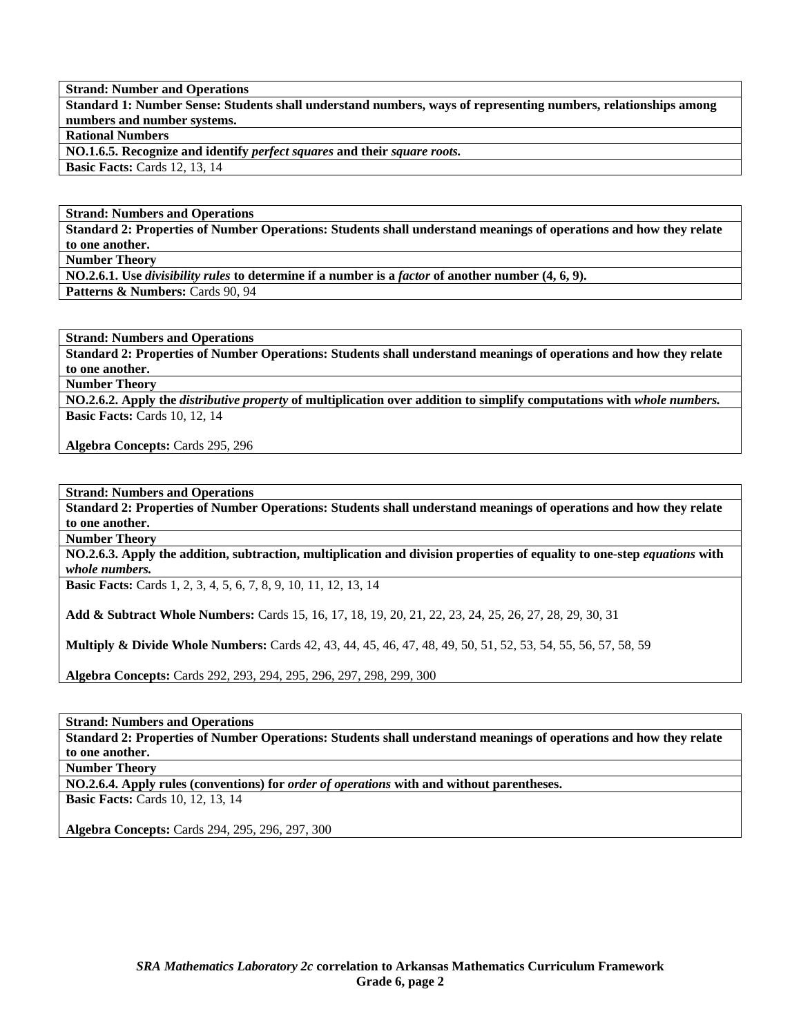**Strand: Number and Operations**

**Standard 1: Number Sense: Students shall understand numbers, ways of representing numbers, relationships among numbers and number systems.**

**Rational Numbers**

**NO.1.6.5. Recognize and identify *perfect squares* and their *square roots.***

**Basic Facts:** Cards 12, 13, 14

---

**Strand: Numbers and Operations**

**Standard 2: Properties of Number Operations: Students shall understand meanings of operations and how they relate to one another.**

**Number Theory**

**NO.2.6.1. Use *divisibility rules* to determine if a number is a *factor* of another number (4, 6, 9).**

**Patterns & Numbers:** Cards 90, 94

---

**Strand: Numbers and Operations**

**Standard 2: Properties of Number Operations: Students shall understand meanings of operations and how they relate to one another.**

**Number Theory**

**NO.2.6.2. Apply the *distributive property* of multiplication over addition to simplify computations with *whole numbers.***

**Basic Facts:** Cards 10, 12, 14

**Algebra Concepts:** Cards 295, 296

---

**Strand: Numbers and Operations**

**Standard 2: Properties of Number Operations: Students shall understand meanings of operations and how they relate to one another.**

**Number Theory**

**NO.2.6.3. Apply the addition, subtraction, multiplication and division properties of equality to one-step *equations* with *whole numbers.***

**Basic Facts:** Cards 1, 2, 3, 4, 5, 6, 7, 8, 9, 10, 11, 12, 13, 14

**Add & Subtract Whole Numbers:** Cards 15, 16, 17, 18, 19, 20, 21, 22, 23, 24, 25, 26, 27, 28, 29, 30, 31

**Multiply & Divide Whole Numbers:** Cards 42, 43, 44, 45, 46, 47, 48, 49, 50, 51, 52, 53, 54, 55, 56, 57, 58, 59

**Algebra Concepts:** Cards 292, 293, 294, 295, 296, 297, 298, 299, 300

---

**Strand: Numbers and Operations**

**Standard 2: Properties of Number Operations: Students shall understand meanings of operations and how they relate to one another.**

**Number Theory**

**NO.2.6.4. Apply rules (conventions) for *order of operations* with and without parentheses.**

**Basic Facts:** Cards 10, 12, 13, 14

**Algebra Concepts:** Cards 294, 295, 296, 297, 300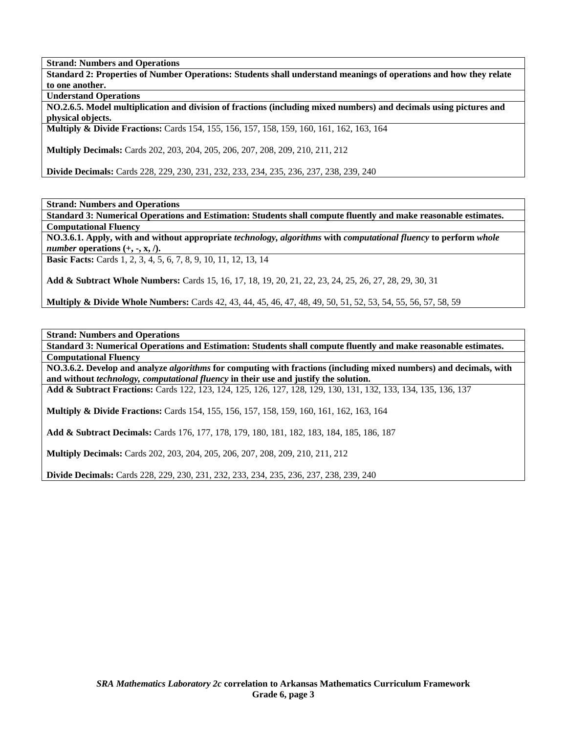**Strand: Numbers and Operations**

**Standard 2: Properties of Number Operations: Students shall understand meanings of operations and how they relate to one another.**

**Understand Operations**

**NO.2.6.5. Model multiplication and division of fractions (including mixed numbers) and decimals using pictures and physical objects.**

**Multiply & Divide Fractions:** Cards 154, 155, 156, 157, 158, 159, 160, 161, 162, 163, 164

**Multiply Decimals:** Cards 202, 203, 204, 205, 206, 207, 208, 209, 210, 211, 212

**Divide Decimals:** Cards 228, 229, 230, 231, 232, 233, 234, 235, 236, 237, 238, 239, 240

**Strand: Numbers and Operations**

**Standard 3: Numerical Operations and Estimation: Students shall compute fluently and make reasonable estimates.**

**Computational Fluency**

**NO.3.6.1. Apply, with and without appropriate *technology, algorithms* with *computational fluency* to perform *whole number* operations (+, -, x, /).**

**Basic Facts:** Cards 1, 2, 3, 4, 5, 6, 7, 8, 9, 10, 11, 12, 13, 14

**Add & Subtract Whole Numbers:** Cards 15, 16, 17, 18, 19, 20, 21, 22, 23, 24, 25, 26, 27, 28, 29, 30, 31

**Multiply & Divide Whole Numbers:** Cards 42, 43, 44, 45, 46, 47, 48, 49, 50, 51, 52, 53, 54, 55, 56, 57, 58, 59

**Strand: Numbers and Operations**

**Standard 3: Numerical Operations and Estimation: Students shall compute fluently and make reasonable estimates.**

**Computational Fluency**

**NO.3.6.2. Develop and analyze *algorithms* for computing with fractions (including mixed numbers) and decimals, with and without *technology, computational fluency* in their use and justify the solution.**

**Add & Subtract Fractions:** Cards 122, 123, 124, 125, 126, 127, 128, 129, 130, 131, 132, 133, 134, 135, 136, 137

**Multiply & Divide Fractions:** Cards 154, 155, 156, 157, 158, 159, 160, 161, 162, 163, 164

**Add & Subtract Decimals:** Cards 176, 177, 178, 179, 180, 181, 182, 183, 184, 185, 186, 187

**Multiply Decimals:** Cards 202, 203, 204, 205, 206, 207, 208, 209, 210, 211, 212

**Divide Decimals:** Cards 228, 229, 230, 231, 232, 233, 234, 235, 236, 237, 238, 239, 240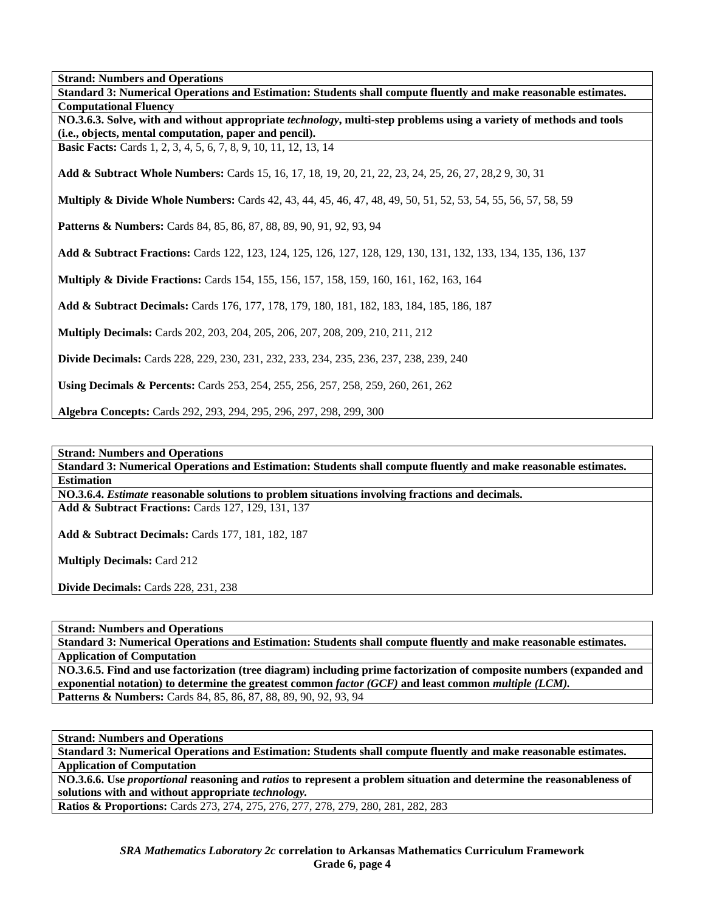**Strand: Numbers and Operations**

**Standard 3: Numerical Operations and Estimation: Students shall compute fluently and make reasonable estimates.**

**Computational Fluency**

**NO.3.6.3. Solve, with and without appropriate *technology*, multi-step problems using a variety of methods and tools (i.e., objects, mental computation, paper and pencil).**

**Basic Facts:** Cards 1, 2, 3, 4, 5, 6, 7, 8, 9, 10, 11, 12, 13, 14

**Add & Subtract Whole Numbers:** Cards 15, 16, 17, 18, 19, 20, 21, 22, 23, 24, 25, 26, 27, 28,2 9, 30, 31

**Multiply & Divide Whole Numbers:** Cards 42, 43, 44, 45, 46, 47, 48, 49, 50, 51, 52, 53, 54, 55, 56, 57, 58, 59

**Patterns & Numbers:** Cards 84, 85, 86, 87, 88, 89, 90, 91, 92, 93, 94

**Add & Subtract Fractions:** Cards 122, 123, 124, 125, 126, 127, 128, 129, 130, 131, 132, 133, 134, 135, 136, 137

**Multiply & Divide Fractions:** Cards 154, 155, 156, 157, 158, 159, 160, 161, 162, 163, 164

**Add & Subtract Decimals:** Cards 176, 177, 178, 179, 180, 181, 182, 183, 184, 185, 186, 187

**Multiply Decimals:** Cards 202, 203, 204, 205, 206, 207, 208, 209, 210, 211, 212

**Divide Decimals:** Cards 228, 229, 230, 231, 232, 233, 234, 235, 236, 237, 238, 239, 240

**Using Decimals & Percents:** Cards 253, 254, 255, 256, 257, 258, 259, 260, 261, 262

**Algebra Concepts:** Cards 292, 293, 294, 295, 296, 297, 298, 299, 300

**Strand: Numbers and Operations**

**Standard 3: Numerical Operations and Estimation: Students shall compute fluently and make reasonable estimates.**

**Estimation**

**NO.3.6.4. *Estimate* reasonable solutions to problem situations involving fractions and decimals.**

**Add & Subtract Fractions:** Cards 127, 129, 131, 137

**Add & Subtract Decimals:** Cards 177, 181, 182, 187

**Multiply Decimals:** Card 212

**Divide Decimals:** Cards 228, 231, 238

**Strand: Numbers and Operations**

**Standard 3: Numerical Operations and Estimation: Students shall compute fluently and make reasonable estimates.**

**Application of Computation**

**NO.3.6.5. Find and use factorization (tree diagram) including prime factorization of composite numbers (expanded and exponential notation) to determine the greatest common *factor (GCF)* and least common *multiple (LCM).***

**Patterns & Numbers:** Cards 84, 85, 86, 87, 88, 89, 90, 92, 93, 94

**Strand: Numbers and Operations**

**Standard 3: Numerical Operations and Estimation: Students shall compute fluently and make reasonable estimates.**

**Application of Computation**

**NO.3.6.6. Use *proportional* reasoning and *ratios* to represent a problem situation and determine the reasonableness of solutions with and without appropriate *technology.***

**Ratios & Proportions:** Cards 273, 274, 275, 276, 277, 278, 279, 280, 281, 282, 283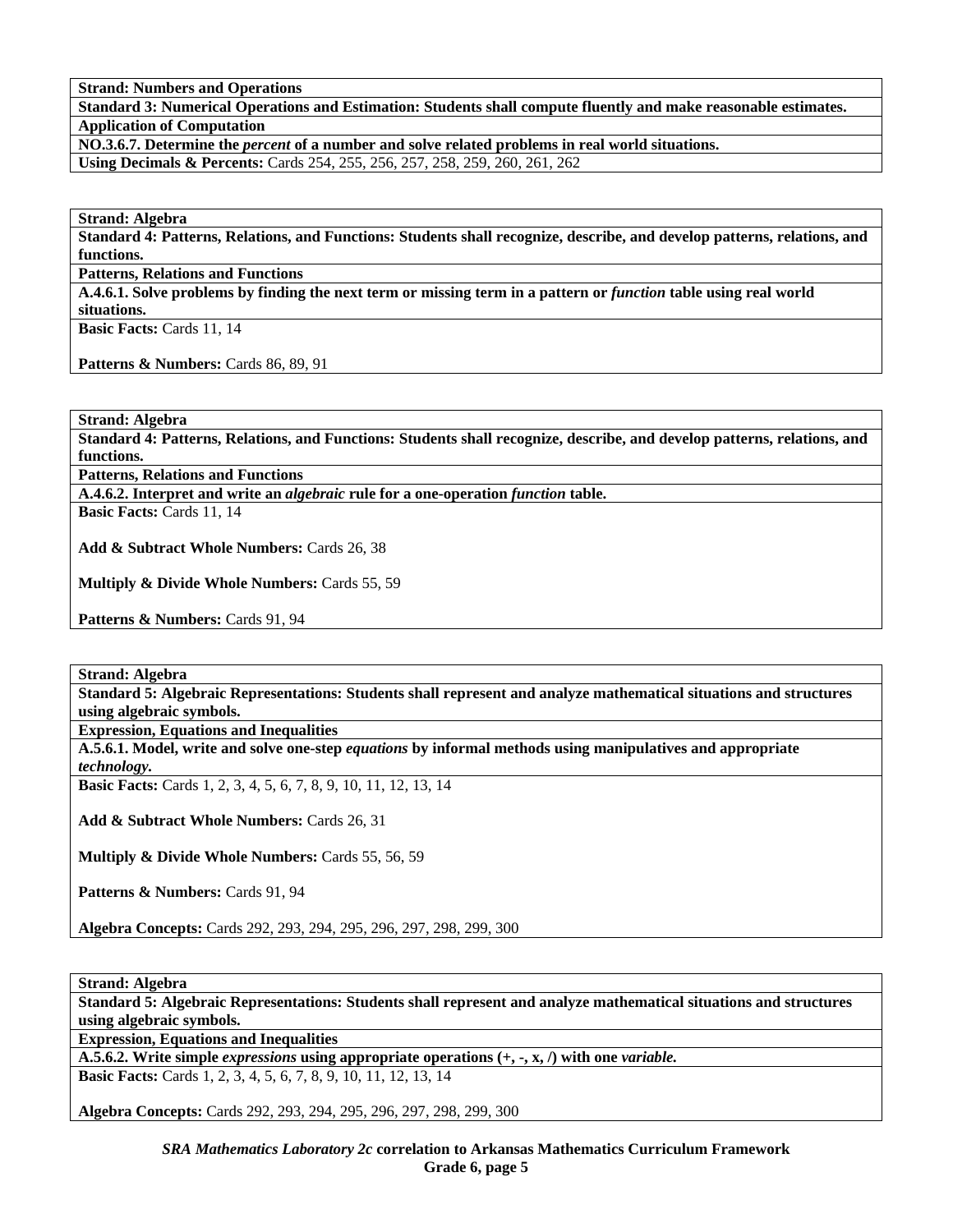**Strand: Numbers and Operations**

**Standard 3: Numerical Operations and Estimation: Students shall compute fluently and make reasonable estimates.**

**Application of Computation**

**NO.3.6.7. Determine the *percent* of a number and solve related problems in real world situations.**

**Using Decimals & Percents:** Cards 254, 255, 256, 257, 258, 259, 260, 261, 262

---

**Strand: Algebra**

**Standard 4: Patterns, Relations, and Functions: Students shall recognize, describe, and develop patterns, relations, and functions.**

**Patterns, Relations and Functions**

**A.4.6.1. Solve problems by finding the next term or missing term in a pattern or *function* table using real world situations.**

**Basic Facts:** Cards 11, 14

**Patterns & Numbers:** Cards 86, 89, 91

---

**Strand: Algebra**

**Standard 4: Patterns, Relations, and Functions: Students shall recognize, describe, and develop patterns, relations, and functions.**

**Patterns, Relations and Functions**

**A.4.6.2. Interpret and write an *algebraic* rule for a one-operation *function* table.**

**Basic Facts:** Cards 11, 14

**Add & Subtract Whole Numbers:** Cards 26, 38

**Multiply & Divide Whole Numbers:** Cards 55, 59

**Patterns & Numbers:** Cards 91, 94

---

**Strand: Algebra**

**Standard 5: Algebraic Representations: Students shall represent and analyze mathematical situations and structures using algebraic symbols.**

**Expression, Equations and Inequalities**

**A.5.6.1. Model, write and solve one-step *equations* by informal methods using manipulatives and appropriate *technology*.**

**Basic Facts:** Cards 1, 2, 3, 4, 5, 6, 7, 8, 9, 10, 11, 12, 13, 14

**Add & Subtract Whole Numbers:** Cards 26, 31

**Multiply & Divide Whole Numbers:** Cards 55, 56, 59

**Patterns & Numbers:** Cards 91, 94

**Algebra Concepts:** Cards 292, 293, 294, 295, 296, 297, 298, 299, 300

---

**Strand: Algebra**

**Standard 5: Algebraic Representations: Students shall represent and analyze mathematical situations and structures using algebraic symbols.**

**Expression, Equations and Inequalities**

**A.5.6.2. Write simple *expressions* using appropriate operations (+, -, x, /) with one *variable*.**

**Basic Facts:** Cards 1, 2, 3, 4, 5, 6, 7, 8, 9, 10, 11, 12, 13, 14

**Algebra Concepts:** Cards 292, 293, 294, 295, 296, 297, 298, 299, 300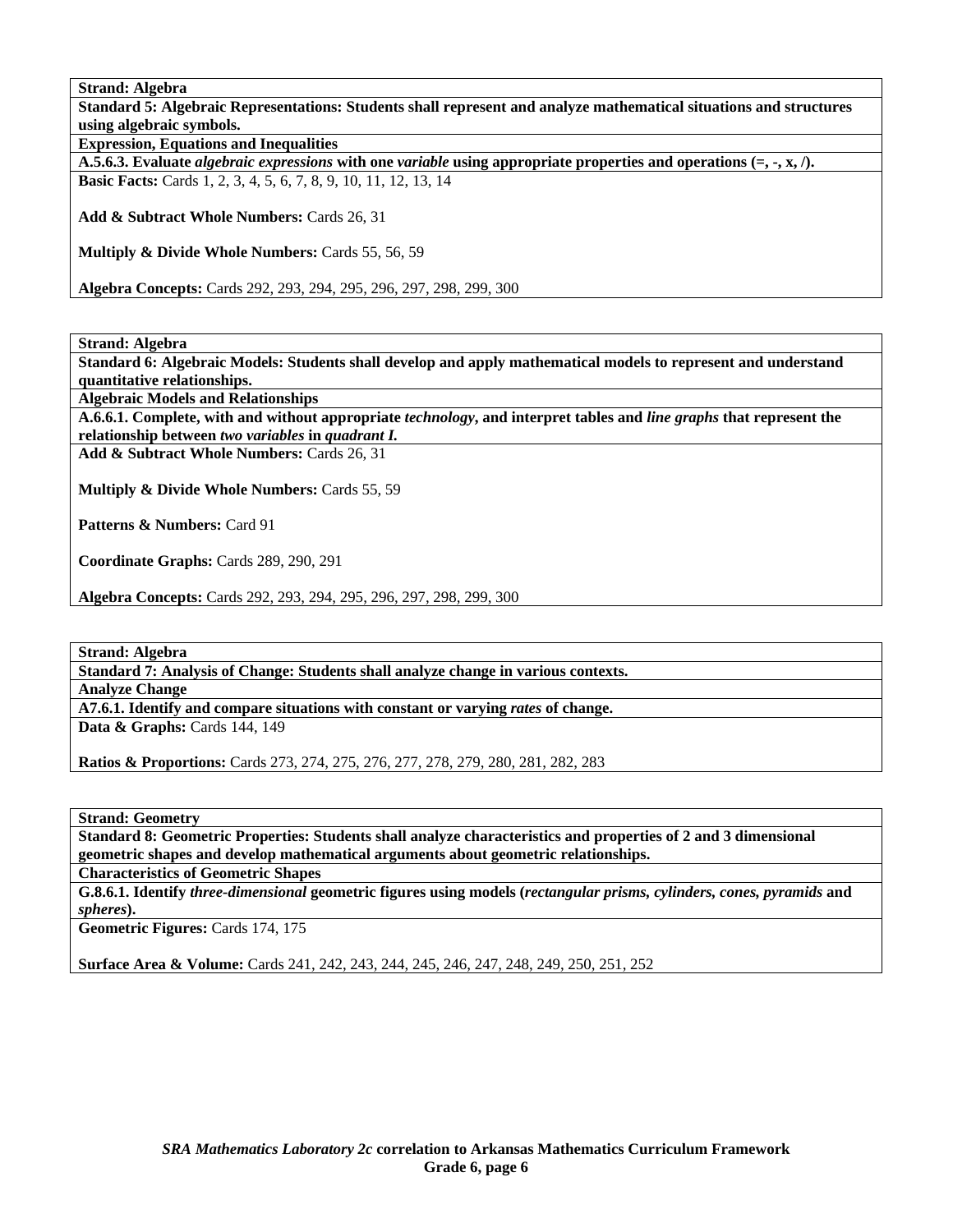**Strand: Algebra**

**Standard 5: Algebraic Representations: Students shall represent and analyze mathematical situations and structures using algebraic symbols.**

**Expression, Equations and Inequalities**

**A.5.6.3. Evaluate *algebraic expressions* with one *variable* using appropriate properties and operations (=, -, x, /).**

**Basic Facts:** Cards 1, 2, 3, 4, 5, 6, 7, 8, 9, 10, 11, 12, 13, 14

**Add & Subtract Whole Numbers:** Cards 26, 31

**Multiply & Divide Whole Numbers:** Cards 55, 56, 59

**Algebra Concepts:** Cards 292, 293, 294, 295, 296, 297, 298, 299, 300

---

**Strand: Algebra**

**Standard 6: Algebraic Models: Students shall develop and apply mathematical models to represent and understand quantitative relationships.**

**Algebraic Models and Relationships**

**A.6.6.1. Complete, with and without appropriate *technology*, and interpret tables and *line graphs* that represent the relationship between *two variables* in *quadrant I*.**

**Add & Subtract Whole Numbers:** Cards 26, 31

**Multiply & Divide Whole Numbers:** Cards 55, 59

**Patterns & Numbers:** Card 91

**Coordinate Graphs:** Cards 289, 290, 291

**Algebra Concepts:** Cards 292, 293, 294, 295, 296, 297, 298, 299, 300

---

**Strand: Algebra**

**Standard 7: Analysis of Change: Students shall analyze change in various contexts.**

**Analyze Change**

**A7.6.1. Identify and compare situations with constant or varying *rates* of change.**

**Data & Graphs:** Cards 144, 149

**Ratios & Proportions:** Cards 273, 274, 275, 276, 277, 278, 279, 280, 281, 282, 283

---

**Strand: Geometry**

**Standard 8: Geometric Properties: Students shall analyze characteristics and properties of 2 and 3 dimensional geometric shapes and develop mathematical arguments about geometric relationships.**

**Characteristics of Geometric Shapes**

**G.8.6.1. Identify *three-dimensional* geometric figures using models (*rectangular prisms, cylinders, cones, pyramids* and *spheres*).**

**Geometric Figures:** Cards 174, 175

**Surface Area & Volume:** Cards 241, 242, 243, 244, 245, 246, 247, 248, 249, 250, 251, 252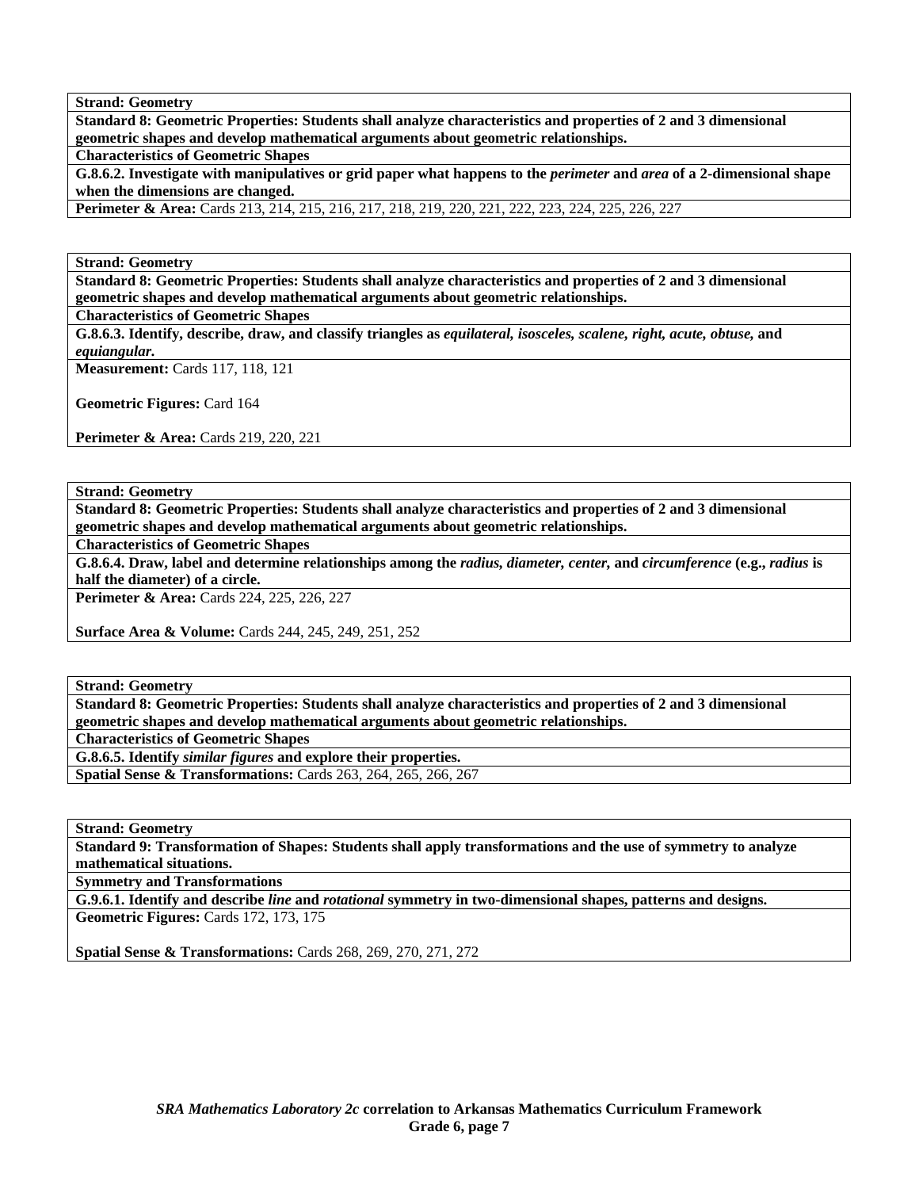**Strand: Geometry**

**Standard 8: Geometric Properties: Students shall analyze characteristics and properties of 2 and 3 dimensional geometric shapes and develop mathematical arguments about geometric relationships.**

**Characteristics of Geometric Shapes**

**G.8.6.2. Investigate with manipulatives or grid paper what happens to the *perimeter* and *area* of a 2-dimensional shape when the dimensions are changed.**

**Perimeter & Area:** Cards 213, 214, 215, 216, 217, 218, 219, 220, 221, 222, 223, 224, 225, 226, 227

---

**Strand: Geometry**

**Standard 8: Geometric Properties: Students shall analyze characteristics and properties of 2 and 3 dimensional geometric shapes and develop mathematical arguments about geometric relationships.**

**Characteristics of Geometric Shapes**

**G.8.6.3. Identify, describe, draw, and classify triangles as *equilateral, isosceles, scalene, right, acute, obtuse,* and *equiangular.***

**Measurement:** Cards 117, 118, 121

**Geometric Figures:** Card 164

**Perimeter & Area:** Cards 219, 220, 221

---

**Strand: Geometry**

**Standard 8: Geometric Properties: Students shall analyze characteristics and properties of 2 and 3 dimensional geometric shapes and develop mathematical arguments about geometric relationships.**

**Characteristics of Geometric Shapes**

**G.8.6.4. Draw, label and determine relationships among the *radius, diameter, center,* and *circumference* (e.g., *radius* is half the diameter) of a circle.**

**Perimeter & Area:** Cards 224, 225, 226, 227

**Surface Area & Volume:** Cards 244, 245, 249, 251, 252

---

**Strand: Geometry**

**Standard 8: Geometric Properties: Students shall analyze characteristics and properties of 2 and 3 dimensional geometric shapes and develop mathematical arguments about geometric relationships.**

**Characteristics of Geometric Shapes**

**G.8.6.5. Identify *similar figures* and explore their properties.**

**Spatial Sense & Transformations:** Cards 263, 264, 265, 266, 267

---

**Strand: Geometry**

**Standard 9: Transformation of Shapes: Students shall apply transformations and the use of symmetry to analyze mathematical situations.**

**Symmetry and Transformations**

**G.9.6.1. Identify and describe *line* and *rotational* symmetry in two-dimensional shapes, patterns and designs.**

**Geometric Figures:** Cards 172, 173, 175

**Spatial Sense & Transformations:** Cards 268, 269, 270, 271, 272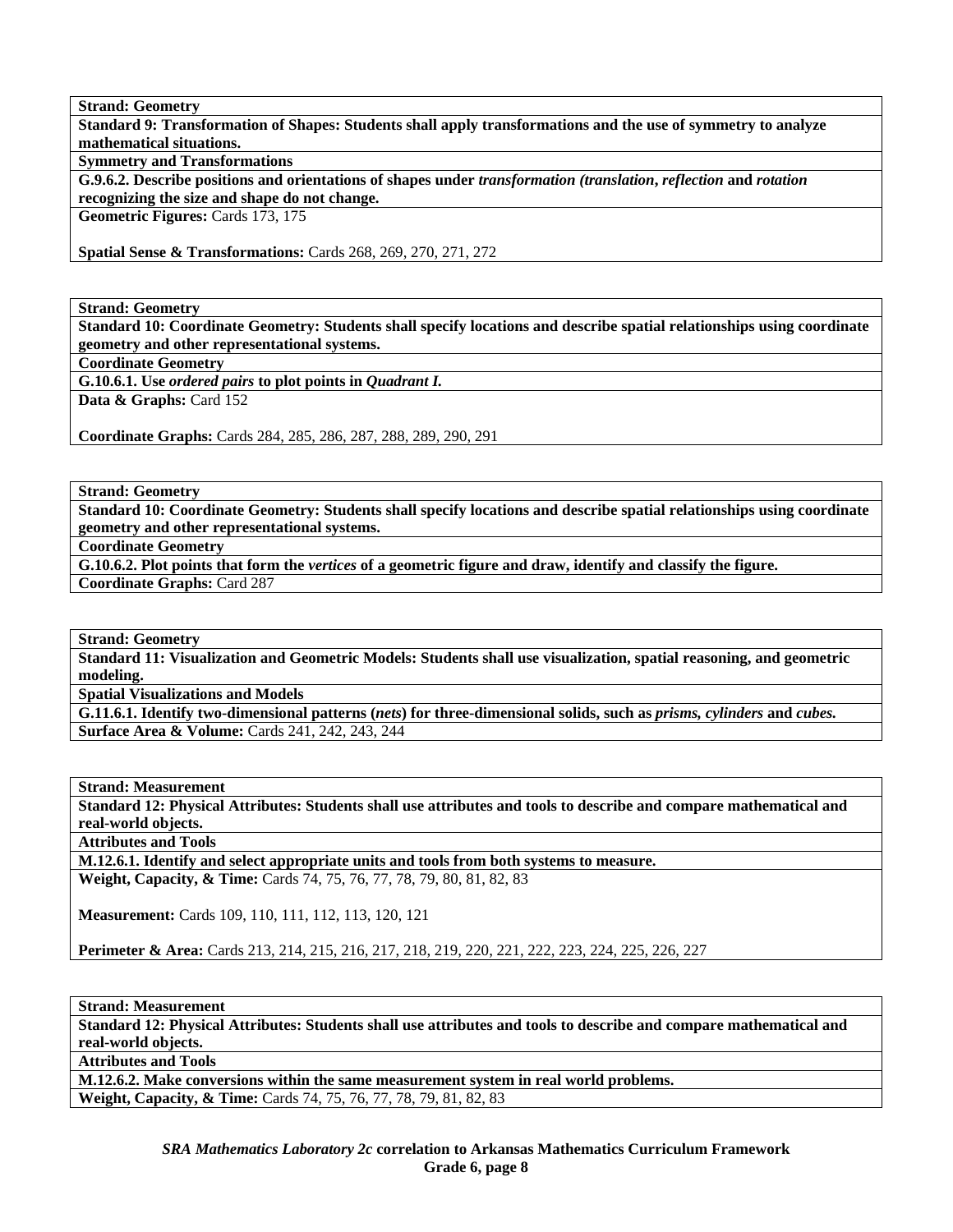**Strand: Geometry**

**Standard 9: Transformation of Shapes: Students shall apply transformations and the use of symmetry to analyze mathematical situations.**

**Symmetry and Transformations**

**G.9.6.2. Describe positions and orientations of shapes under *transformation (translation*, *reflection* and *rotation* recognizing the size and shape do not change.**

**Geometric Figures:** Cards 173, 175

**Spatial Sense & Transformations:** Cards 268, 269, 270, 271, 272

---

**Strand: Geometry**

**Standard 10: Coordinate Geometry: Students shall specify locations and describe spatial relationships using coordinate geometry and other representational systems.**

**Coordinate Geometry**

**G.10.6.1. Use *ordered pairs* to plot points in *Quadrant I.***

**Data & Graphs:** Card 152

**Coordinate Graphs:** Cards 284, 285, 286, 287, 288, 289, 290, 291

---

**Strand: Geometry**

**Standard 10: Coordinate Geometry: Students shall specify locations and describe spatial relationships using coordinate geometry and other representational systems.**

**Coordinate Geometry**

**G.10.6.2. Plot points that form the *vertices* of a geometric figure and draw, identify and classify the figure.**

**Coordinate Graphs:** Card 287

---

**Strand: Geometry**

**Standard 11: Visualization and Geometric Models: Students shall use visualization, spatial reasoning, and geometric modeling.**

**Spatial Visualizations and Models**

**G.11.6.1. Identify two-dimensional patterns (*nets*) for three-dimensional solids, such as *prisms, cylinders* and *cubes.***

**Surface Area & Volume:** Cards 241, 242, 243, 244

---

**Strand: Measurement**

**Standard 12: Physical Attributes: Students shall use attributes and tools to describe and compare mathematical and real-world objects.**

**Attributes and Tools**

**M.12.6.1. Identify and select appropriate units and tools from both systems to measure.**

**Weight, Capacity, & Time:** Cards 74, 75, 76, 77, 78, 79, 80, 81, 82, 83

**Measurement:** Cards 109, 110, 111, 112, 113, 120, 121

**Perimeter & Area:** Cards 213, 214, 215, 216, 217, 218, 219, 220, 221, 222, 223, 224, 225, 226, 227

---

**Strand: Measurement**

**Standard 12: Physical Attributes: Students shall use attributes and tools to describe and compare mathematical and real-world objects.**

**Attributes and Tools**

**M.12.6.2. Make conversions within the same measurement system in real world problems.**

**Weight, Capacity, & Time:** Cards 74, 75, 76, 77, 78, 79, 81, 82, 83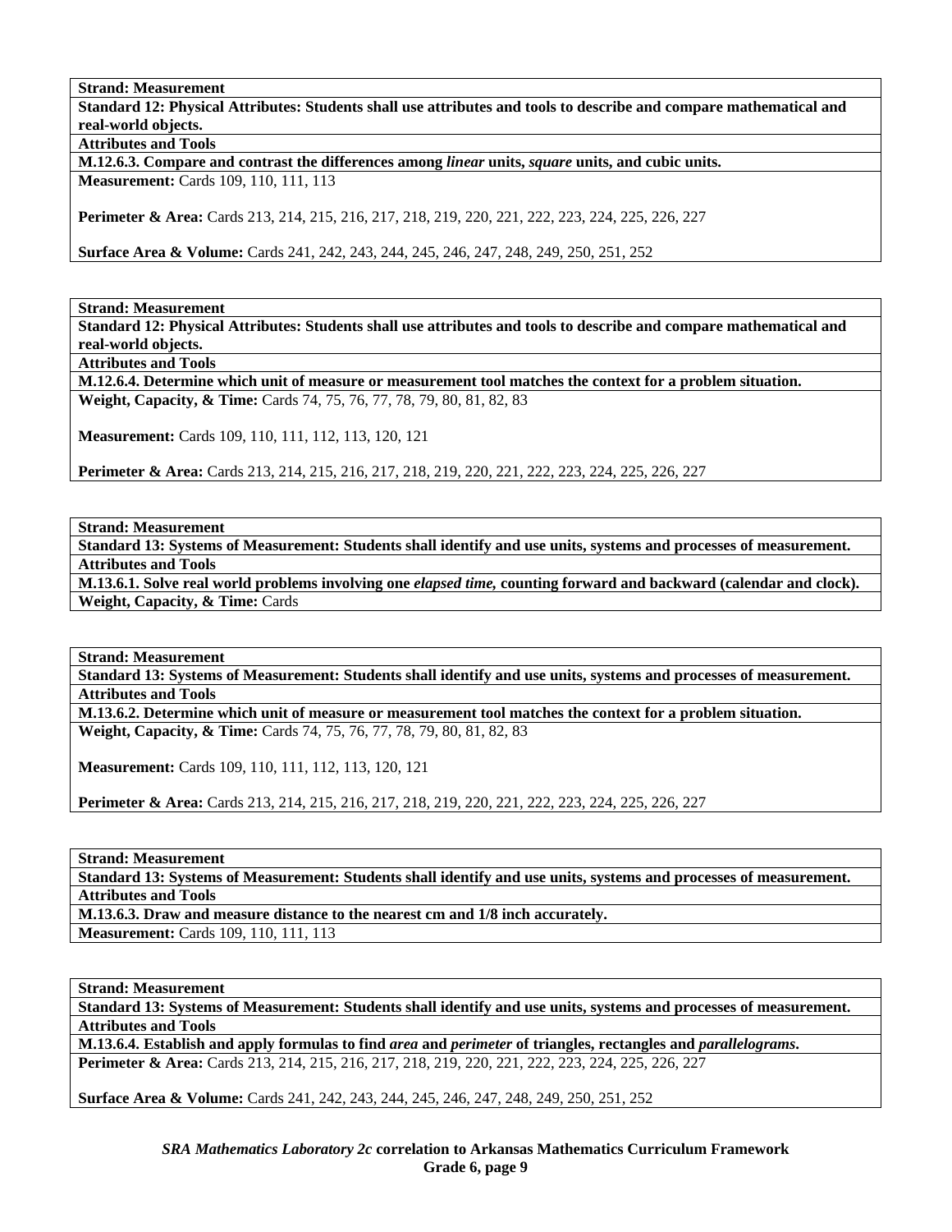**Strand: Measurement**

**Standard 12: Physical Attributes: Students shall use attributes and tools to describe and compare mathematical and real-world objects.**

**Attributes and Tools**

**M.12.6.3. Compare and contrast the differences among *linear* units, *square* units, and cubic units.**

**Measurement:** Cards 109, 110, 111, 113

**Perimeter & Area:** Cards 213, 214, 215, 216, 217, 218, 219, 220, 221, 222, 223, 224, 225, 226, 227

**Surface Area & Volume:** Cards 241, 242, 243, 244, 245, 246, 247, 248, 249, 250, 251, 252

---

**Strand: Measurement**

**Standard 12: Physical Attributes: Students shall use attributes and tools to describe and compare mathematical and real-world objects.**

**Attributes and Tools**

**M.12.6.4. Determine which unit of measure or measurement tool matches the context for a problem situation.**

**Weight, Capacity, & Time:** Cards 74, 75, 76, 77, 78, 79, 80, 81, 82, 83

**Measurement:** Cards 109, 110, 111, 112, 113, 120, 121

**Perimeter & Area:** Cards 213, 214, 215, 216, 217, 218, 219, 220, 221, 222, 223, 224, 225, 226, 227

---

**Strand: Measurement**

**Standard 13: Systems of Measurement: Students shall identify and use units, systems and processes of measurement.**

**Attributes and Tools**

**M.13.6.1. Solve real world problems involving one *elapsed time,* counting forward and backward (calendar and clock).**

**Weight, Capacity, & Time:** Cards

---

**Strand: Measurement**

**Standard 13: Systems of Measurement: Students shall identify and use units, systems and processes of measurement.**

**Attributes and Tools**

**M.13.6.2. Determine which unit of measure or measurement tool matches the context for a problem situation.**

**Weight, Capacity, & Time:** Cards 74, 75, 76, 77, 78, 79, 80, 81, 82, 83

**Measurement:** Cards 109, 110, 111, 112, 113, 120, 121

**Perimeter & Area:** Cards 213, 214, 215, 216, 217, 218, 219, 220, 221, 222, 223, 224, 225, 226, 227

---

**Strand: Measurement**

**Standard 13: Systems of Measurement: Students shall identify and use units, systems and processes of measurement.**

**Attributes and Tools**

**M.13.6.3. Draw and measure distance to the nearest cm and 1/8 inch accurately.**

**Measurement:** Cards 109, 110, 111, 113

---

**Strand: Measurement**

**Standard 13: Systems of Measurement: Students shall identify and use units, systems and processes of measurement.**

**Attributes and Tools**

**M.13.6.4. Establish and apply formulas to find *area* and *perimeter* of triangles, rectangles and *parallelograms*.**

**Perimeter & Area:** Cards 213, 214, 215, 216, 217, 218, 219, 220, 221, 222, 223, 224, 225, 226, 227

**Surface Area & Volume:** Cards 241, 242, 243, 244, 245, 246, 247, 248, 249, 250, 251, 252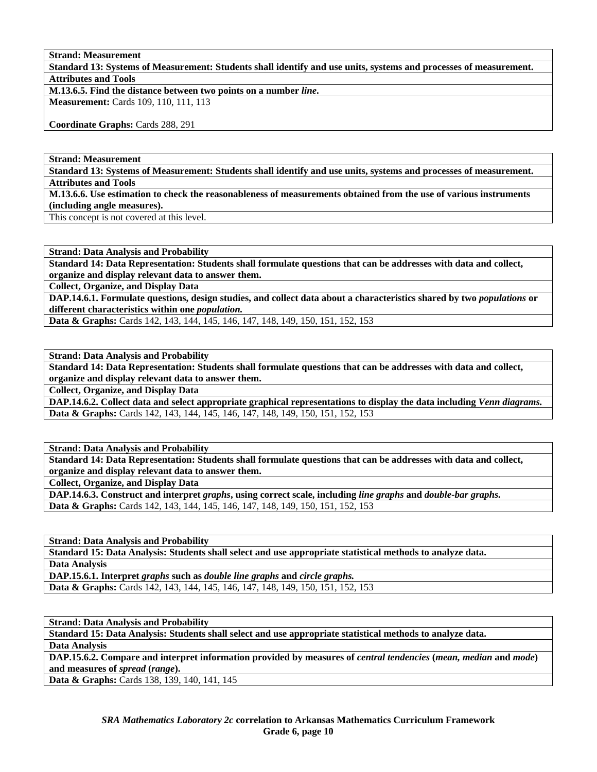| **Strand: Measurement** |
|---|
| **Standard 13: Systems of Measurement: Students shall identify and use units, systems and processes of measurement.** |
| **Attributes and Tools** |
| **M.13.6.5. Find the distance between two points on a number *line*.** |
| **Measurement:** Cards 109, 110, 111, 113<br><br>**Coordinate Graphs:** Cards 288, 291 |

| **Strand: Measurement** |
|---|
| **Standard 13: Systems of Measurement: Students shall identify and use units, systems and processes of measurement.** |
| **Attributes and Tools** |
| **M.13.6.6. Use estimation to check the reasonableness of measurements obtained from the use of various instruments (including angle measures).** |
| This concept is not covered at this level. |

| **Strand: Data Analysis and Probability** |
|---|
| **Standard 14: Data Representation: Students shall formulate questions that can be addresses with data and collect, organize and display relevant data to answer them.** |
| **Collect, Organize, and Display Data** |
| **DAP.14.6.1. Formulate questions, design studies, and collect data about a characteristics shared by two *populations* or different characteristics within one *population.*** |
| **Data & Graphs:** Cards 142, 143, 144, 145, 146, 147, 148, 149, 150, 151, 152, 153 |

| **Strand: Data Analysis and Probability** |
|---|
| **Standard 14: Data Representation: Students shall formulate questions that can be addresses with data and collect, organize and display relevant data to answer them.** |
| **Collect, Organize, and Display Data** |
| **DAP.14.6.2. Collect data and select appropriate graphical representations to display the data including *Venn diagrams.*** |
| **Data & Graphs:** Cards 142, 143, 144, 145, 146, 147, 148, 149, 150, 151, 152, 153 |

| **Strand: Data Analysis and Probability** |
|---|
| **Standard 14: Data Representation: Students shall formulate questions that can be addresses with data and collect, organize and display relevant data to answer them.** |
| **Collect, Organize, and Display Data** |
| **DAP.14.6.3. Construct and interpret *graphs*, using correct scale, including *line graphs* and *double-bar graphs.*** |
| **Data & Graphs:** Cards 142, 143, 144, 145, 146, 147, 148, 149, 150, 151, 152, 153 |

| **Strand: Data Analysis and Probability** |
|---|
| **Standard 15: Data Analysis: Students shall select and use appropriate statistical methods to analyze data.** |
| **Data Analysis** |
| **DAP.15.6.1. Interpret *graphs* such as *double line graphs* and *circle graphs.*** |
| **Data & Graphs:** Cards 142, 143, 144, 145, 146, 147, 148, 149, 150, 151, 152, 153 |

| **Strand: Data Analysis and Probability** |
|---|
| **Standard 15: Data Analysis: Students shall select and use appropriate statistical methods to analyze data.** |
| **Data Analysis** |
| **DAP.15.6.2. Compare and interpret information provided by measures of *central tendencies* (*mean, median* and *mode*) and measures of *spread* (*range*).** |
| **Data & Graphs:** Cards 138, 139, 140, 141, 145 |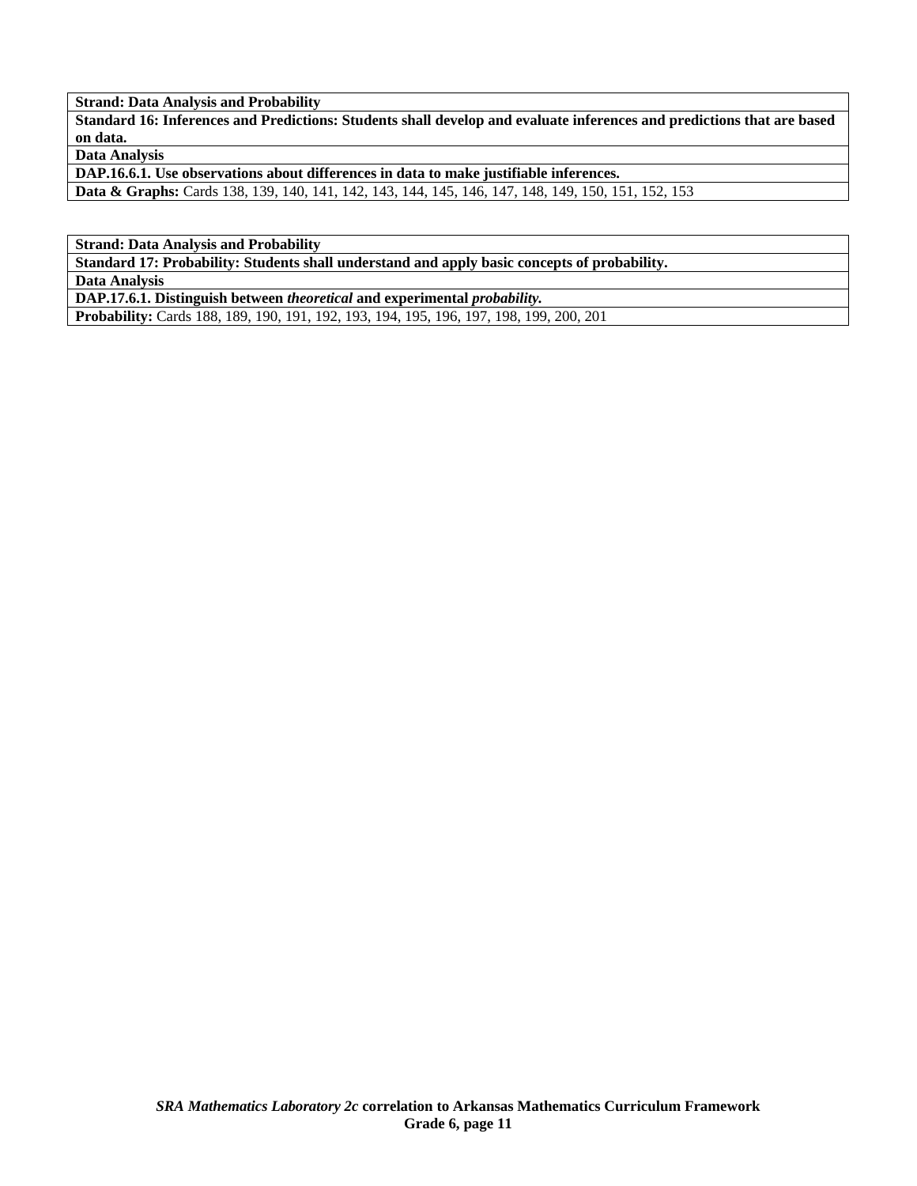| |
|---|
| **Strand: Data Analysis and Probability** |
| **Standard 16: Inferences and Predictions: Students shall develop and evaluate inferences and predictions that are based on data.** |
| **Data Analysis** |
| **DAP.16.6.1. Use observations about differences in data to make justifiable inferences.** |
| **Data & Graphs:** Cards 138, 139, 140, 141, 142, 143, 144, 145, 146, 147, 148, 149, 150, 151, 152, 153 |

| |
|---|
| **Strand: Data Analysis and Probability** |
| **Standard 17: Probability: Students shall understand and apply basic concepts of probability.** |
| **Data Analysis** |
| **DAP.17.6.1. Distinguish between *theoretical* and experimental *probability.*** |
| **Probability:** Cards 188, 189, 190, 191, 192, 193, 194, 195, 196, 197, 198, 199, 200, 201 |